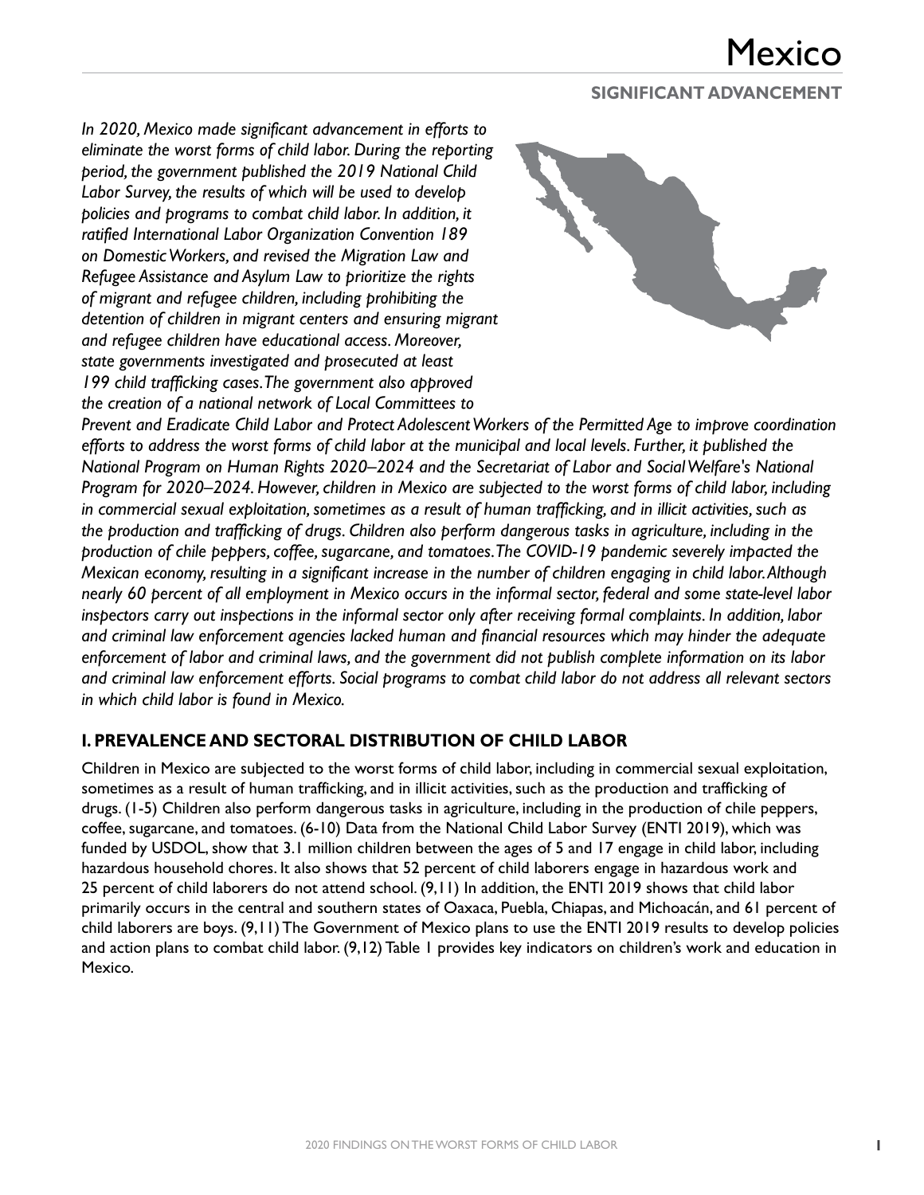# Mexico

## SIGNIFICANT ADVANCEMENT

*In 2020, Mexico made significant advancement in efforts to eliminate the worst forms of child labor. During the reporting period, the government published the 2019 National Child Labor Survey, the results of which will be used to develop policies and programs to combat child labor. In addition, it ratified International Labor Organization Convention 189 on Domestic Workers, and revised the Migration Law and Refugee Assistance and Asylum Law to prioritize the rights of migrant and refugee children, including prohibiting the detention of children in migrant centers and ensuring migrant and refugee children have educational access. Moreover, state governments investigated and prosecuted at least 199 child trafficking cases. The government also approved the creation of a national network of Local Committees to Prevent and Eradicate Child Labor and Protect Adolescent Workers of the Permitted Age to improve coordination efforts to address the worst forms of child labor at the municipal and local levels. Further, it published the National Program on Human Rights 2020–2024 and the Secretariat of Labor and Social Welfare's National Program for 2020–2024. However, children in Mexico are subjected to the worst forms of child labor, including in commercial sexual exploitation, sometimes as a result of human trafficking, and in illicit activities, such as the production and trafficking of drugs. Children also perform dangerous tasks in agriculture, including in the production of chile peppers, coffee, sugarcane, and tomatoes. The COVID-19 pandemic severely impacted the Mexican economy, resulting in a significant increase in the number of children engaging in child labor. Although nearly 60 percent of all employment in Mexico occurs in the informal sector, federal and some state-level labor inspectors carry out inspections in the informal sector only after receiving formal complaints. In addition, labor and criminal law enforcement agencies lacked human and financial resources which may hinder the adequate enforcement of labor and criminal laws, and the government did not publish complete information on its labor and criminal law enforcement efforts. Social programs to combat child labor do not address all relevant sectors in which child labor is found in Mexico.*

## I. PREVALENCE AND SECTORAL DISTRIBUTION OF CHILD LABOR

Children in Mexico are subjected to the worst forms of child labor, including in commercial sexual exploitation, sometimes as a result of human trafficking, and in illicit activities, such as the production and trafficking of drugs. (1-5) Children also perform dangerous tasks in agriculture, including in the production of chile peppers, coffee, sugarcane, and tomatoes. (6-10) Data from the National Child Labor Survey (ENTI 2019), which was funded by USDOL, show that 3.1 million children between the ages of 5 and 17 engage in child labor, including hazardous household chores. It also shows that 52 percent of child laborers engage in hazardous work and 25 percent of child laborers do not attend school. (9,11) In addition, the ENTI 2019 shows that child labor primarily occurs in the central and southern states of Oaxaca, Puebla, Chiapas, and Michoacán, and 61 percent of child laborers are boys. (9,11) The Government of Mexico plans to use the ENTI 2019 results to develop policies and action plans to combat child labor. (9,12) Table 1 provides key indicators on children's work and education in Mexico.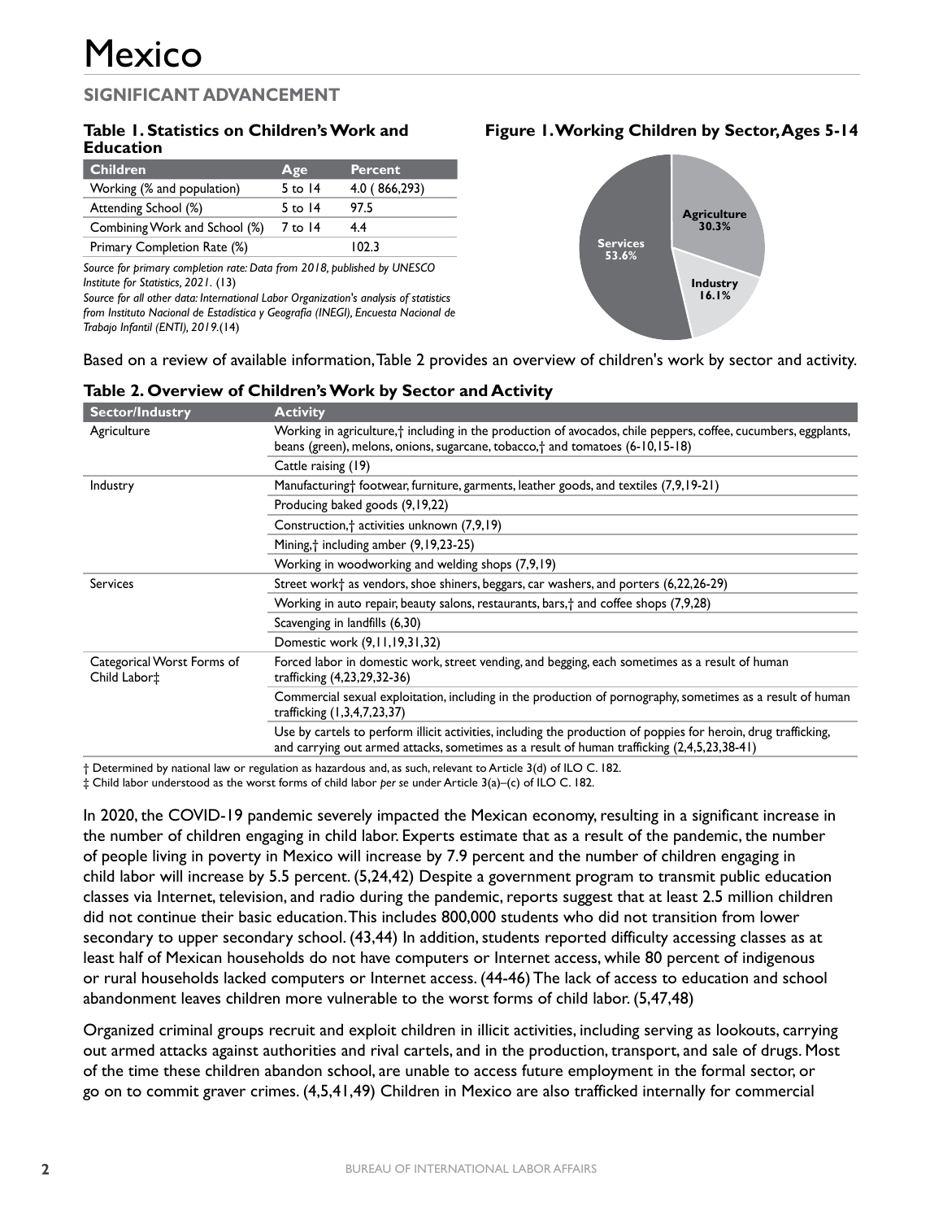# Mexico

## SIGNIFICANT ADVANCEMENT

### Table 1. Statistics on Children's Work and Education

| Children | Age | Percent |
|---|---|---|
| Working (% and population) | 5 to 14 | 4.0 ( 866,293) |
| Attending School (%) | 5 to 14 | 97.5 |
| Combining Work and School (%) | 7 to 14 | 4.4 |
| Primary Completion Rate (%) | | 102.3 |

*Source for primary completion rate: Data from 2018, published by UNESCO Institute for Statistics, 2021.* (13)
*Source for all other data: International Labor Organization's analysis of statistics from Instituto Nacional de Estadística y Geografía (INEGI), Encuesta Nacional de Trabajo Infantil (ENTI), 2019.*(14)

### Figure 1. Working Children by Sector, Ages 5-14

- Agriculture 30.3%
- Industry 16.1%
- Services 53.6%

Based on a review of available information, Table 2 provides an overview of children's work by sector and activity.

### Table 2. Overview of Children's Work by Sector and Activity

| Sector/Industry | Activity |
|---|---|
| Agriculture | Working in agriculture,† including in the production of avocados, chile peppers, coffee, cucumbers, eggplants, beans (green), melons, onions, sugarcane, tobacco,† and tomatoes (6-10,15-18) |
| | Cattle raising (19) |
| Industry | Manufacturing† footwear, furniture, garments, leather goods, and textiles (7,9,19-21) |
| | Producing baked goods (9,19,22) |
| | Construction,† activities unknown (7,9,19) |
| | Mining,† including amber (9,19,23-25) |
| | Working in woodworking and welding shops (7,9,19) |
| Services | Street work† as vendors, shoe shiners, beggars, car washers, and porters (6,22,26-29) |
| | Working in auto repair, beauty salons, restaurants, bars,† and coffee shops (7,9,28) |
| | Scavenging in landfills (6,30) |
| | Domestic work (9,11,19,31,32) |
| Categorical Worst Forms of Child Labor‡ | Forced labor in domestic work, street vending, and begging, each sometimes as a result of human trafficking (4,23,29,32-36) |
| | Commercial sexual exploitation, including in the production of pornography, sometimes as a result of human trafficking (1,3,4,7,23,37) |
| | Use by cartels to perform illicit activities, including the production of poppies for heroin, drug trafficking, and carrying out armed attacks, sometimes as a result of human trafficking (2,4,5,23,38-41) |

† Determined by national law or regulation as hazardous and, as such, relevant to Article 3(d) of ILO C. 182.
‡ Child labor understood as the worst forms of child labor *per se* under Article 3(a)–(c) of ILO C. 182.

In 2020, the COVID-19 pandemic severely impacted the Mexican economy, resulting in a significant increase in the number of children engaging in child labor. Experts estimate that as a result of the pandemic, the number of people living in poverty in Mexico will increase by 7.9 percent and the number of children engaging in child labor will increase by 5.5 percent. (5,24,42) Despite a government program to transmit public education classes via Internet, television, and radio during the pandemic, reports suggest that at least 2.5 million children did not continue their basic education. This includes 800,000 students who did not transition from lower secondary to upper secondary school. (43,44) In addition, students reported difficulty accessing classes as at least half of Mexican households do not have computers or Internet access, while 80 percent of indigenous or rural households lacked computers or Internet access. (44-46) The lack of access to education and school abandonment leaves children more vulnerable to the worst forms of child labor. (5,47,48)

Organized criminal groups recruit and exploit children in illicit activities, including serving as lookouts, carrying out armed attacks against authorities and rival cartels, and in the production, transport, and sale of drugs. Most of the time these children abandon school, are unable to access future employment in the formal sector, or go on to commit graver crimes. (4,5,41,49) Children in Mexico are also trafficked internally for commercial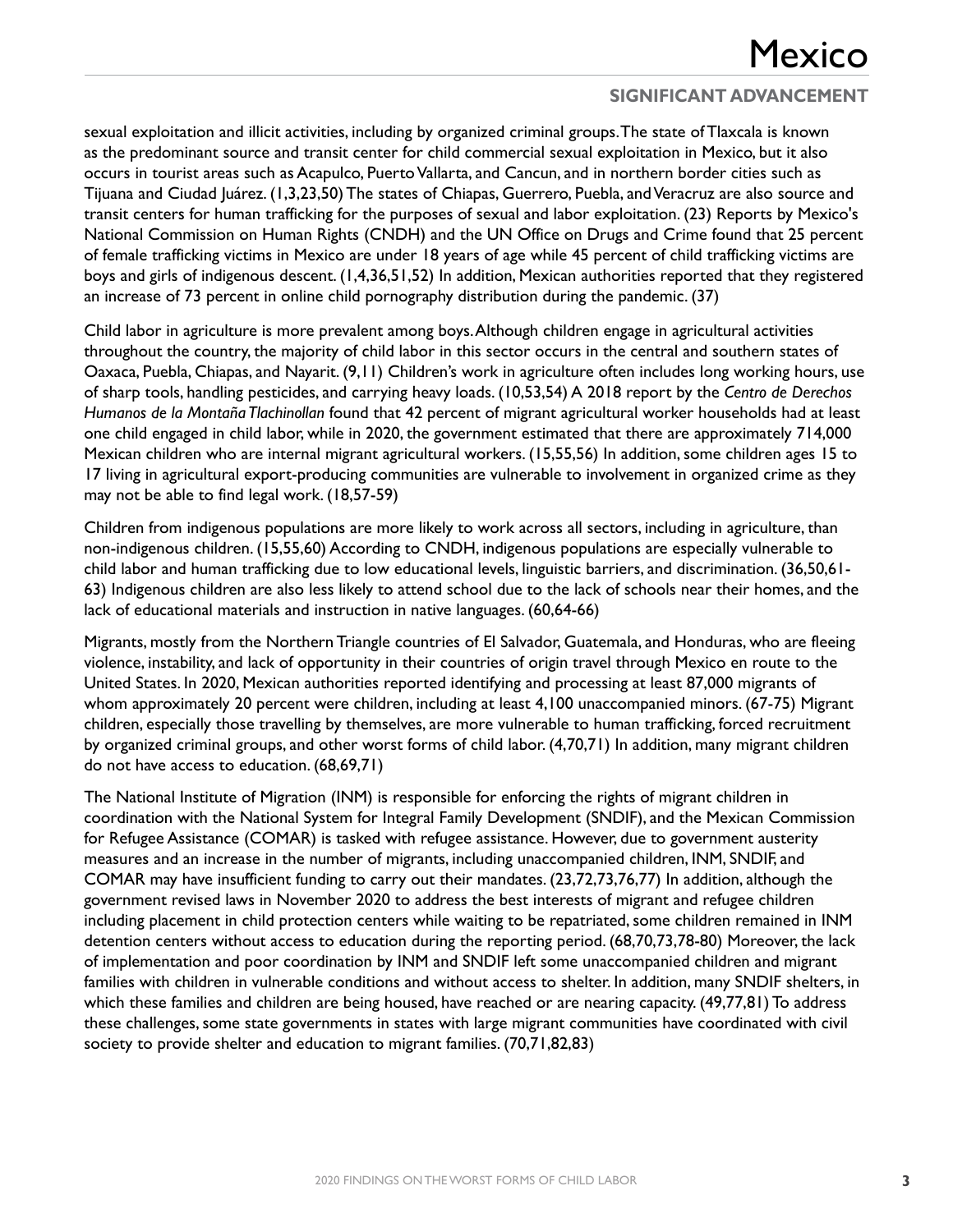sexual exploitation and illicit activities, including by organized criminal groups. The state of Tlaxcala is known as the predominant source and transit center for child commercial sexual exploitation in Mexico, but it also occurs in tourist areas such as Acapulco, Puerto Vallarta, and Cancun, and in northern border cities such as Tijuana and Ciudad Juárez. (1,3,23,50) The states of Chiapas, Guerrero, Puebla, and Veracruz are also source and transit centers for human trafficking for the purposes of sexual and labor exploitation. (23) Reports by Mexico's National Commission on Human Rights (CNDH) and the UN Office on Drugs and Crime found that 25 percent of female trafficking victims in Mexico are under 18 years of age while 45 percent of child trafficking victims are boys and girls of indigenous descent. (1,4,36,51,52) In addition, Mexican authorities reported that they registered an increase of 73 percent in online child pornography distribution during the pandemic. (37)

Child labor in agriculture is more prevalent among boys. Although children engage in agricultural activities throughout the country, the majority of child labor in this sector occurs in the central and southern states of Oaxaca, Puebla, Chiapas, and Nayarit. (9,11) Children's work in agriculture often includes long working hours, use of sharp tools, handling pesticides, and carrying heavy loads. (10,53,54) A 2018 report by the *Centro de Derechos Humanos de la Montaña Tlachinollan* found that 42 percent of migrant agricultural worker households had at least one child engaged in child labor, while in 2020, the government estimated that there are approximately 714,000 Mexican children who are internal migrant agricultural workers. (15,55,56) In addition, some children ages 15 to 17 living in agricultural export-producing communities are vulnerable to involvement in organized crime as they may not be able to find legal work. (18,57-59)

Children from indigenous populations are more likely to work across all sectors, including in agriculture, than non-indigenous children. (15,55,60) According to CNDH, indigenous populations are especially vulnerable to child labor and human trafficking due to low educational levels, linguistic barriers, and discrimination. (36,50,61-63) Indigenous children are also less likely to attend school due to the lack of schools near their homes, and the lack of educational materials and instruction in native languages. (60,64-66)

Migrants, mostly from the Northern Triangle countries of El Salvador, Guatemala, and Honduras, who are fleeing violence, instability, and lack of opportunity in their countries of origin travel through Mexico en route to the United States. In 2020, Mexican authorities reported identifying and processing at least 87,000 migrants of whom approximately 20 percent were children, including at least 4,100 unaccompanied minors. (67-75) Migrant children, especially those travelling by themselves, are more vulnerable to human trafficking, forced recruitment by organized criminal groups, and other worst forms of child labor. (4,70,71) In addition, many migrant children do not have access to education. (68,69,71)

The National Institute of Migration (INM) is responsible for enforcing the rights of migrant children in coordination with the National System for Integral Family Development (SNDIF), and the Mexican Commission for Refugee Assistance (COMAR) is tasked with refugee assistance. However, due to government austerity measures and an increase in the number of migrants, including unaccompanied children, INM, SNDIF, and COMAR may have insufficient funding to carry out their mandates. (23,72,73,76,77) In addition, although the government revised laws in November 2020 to address the best interests of migrant and refugee children including placement in child protection centers while waiting to be repatriated, some children remained in INM detention centers without access to education during the reporting period. (68,70,73,78-80) Moreover, the lack of implementation and poor coordination by INM and SNDIF left some unaccompanied children and migrant families with children in vulnerable conditions and without access to shelter. In addition, many SNDIF shelters, in which these families and children are being housed, have reached or are nearing capacity. (49,77,81) To address these challenges, some state governments in states with large migrant communities have coordinated with civil society to provide shelter and education to migrant families. (70,71,82,83)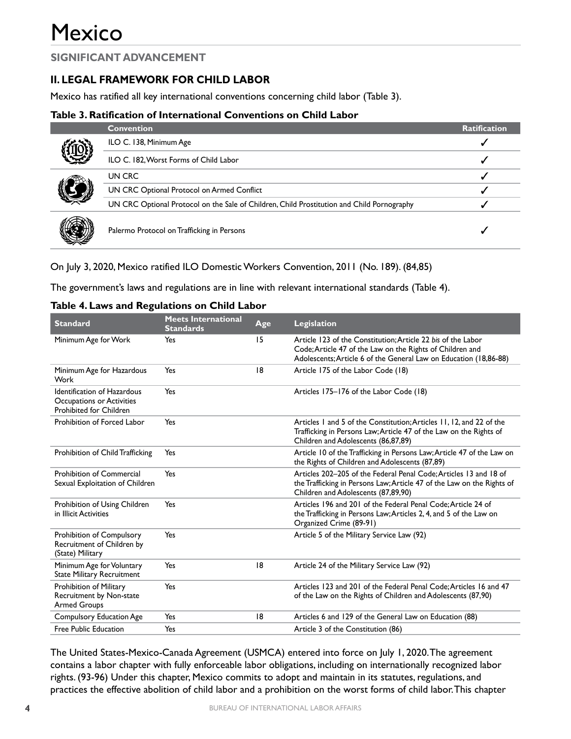# Mexico

**SIGNIFICANT ADVANCEMENT**

## II. LEGAL FRAMEWORK FOR CHILD LABOR

Mexico has ratified all key international conventions concerning child labor (Table 3).

**Table 3. Ratification of International Conventions on Child Labor**

| Convention | Ratification |
|---|---|
| ILO C. 138, Minimum Age | ✓ |
| ILO C. 182, Worst Forms of Child Labor | ✓ |
| UN CRC | ✓ |
| UN CRC Optional Protocol on Armed Conflict | ✓ |
| UN CRC Optional Protocol on the Sale of Children, Child Prostitution and Child Pornography | ✓ |
| Palermo Protocol on Trafficking in Persons | ✓ |

On July 3, 2020, Mexico ratified ILO Domestic Workers Convention, 2011 (No. 189). (84,85)

The government's laws and regulations are in line with relevant international standards (Table 4).

**Table 4. Laws and Regulations on Child Labor**

| Standard | Meets International Standards | Age | Legislation |
|---|---|---|---|
| Minimum Age for Work | Yes | 15 | Article 123 of the Constitution; Article 22 *bis* of the Labor Code; Article 47 of the Law on the Rights of Children and Adolescents; Article 6 of the General Law on Education (18,86-88) |
| Minimum Age for Hazardous Work | Yes | 18 | Article 175 of the Labor Code (18) |
| Identification of Hazardous Occupations or Activities Prohibited for Children | Yes | | Articles 175–176 of the Labor Code (18) |
| Prohibition of Forced Labor | Yes | | Articles 1 and 5 of the Constitution; Articles 11, 12, and 22 of the Trafficking in Persons Law; Article 47 of the Law on the Rights of Children and Adolescents (86,87,89) |
| Prohibition of Child Trafficking | Yes | | Article 10 of the Trafficking in Persons Law; Article 47 of the Law on the Rights of Children and Adolescents (87,89) |
| Prohibition of Commercial Sexual Exploitation of Children | Yes | | Articles 202–205 of the Federal Penal Code; Articles 13 and 18 of the Trafficking in Persons Law; Article 47 of the Law on the Rights of Children and Adolescents (87,89,90) |
| Prohibition of Using Children in Illicit Activities | Yes | | Articles 196 and 201 of the Federal Penal Code; Article 24 of the Trafficking in Persons Law; Articles 2, 4, and 5 of the Law on Organized Crime (89-91) |
| Prohibition of Compulsory Recruitment of Children by (State) Military | Yes | | Article 5 of the Military Service Law (92) |
| Minimum Age for Voluntary State Military Recruitment | Yes | 18 | Article 24 of the Military Service Law (92) |
| Prohibition of Military Recruitment by Non-state Armed Groups | Yes | | Articles 123 and 201 of the Federal Penal Code; Articles 16 and 47 of the Law on the Rights of Children and Adolescents (87,90) |
| Compulsory Education Age | Yes | 18 | Articles 6 and 129 of the General Law on Education (88) |
| Free Public Education | Yes | | Article 3 of the Constitution (86) |

The United States-Mexico-Canada Agreement (USMCA) entered into force on July 1, 2020. The agreement contains a labor chapter with fully enforceable labor obligations, including on internationally recognized labor rights. (93-96) Under this chapter, Mexico commits to adopt and maintain in its statutes, regulations, and practices the effective abolition of child labor and a prohibition on the worst forms of child labor. This chapter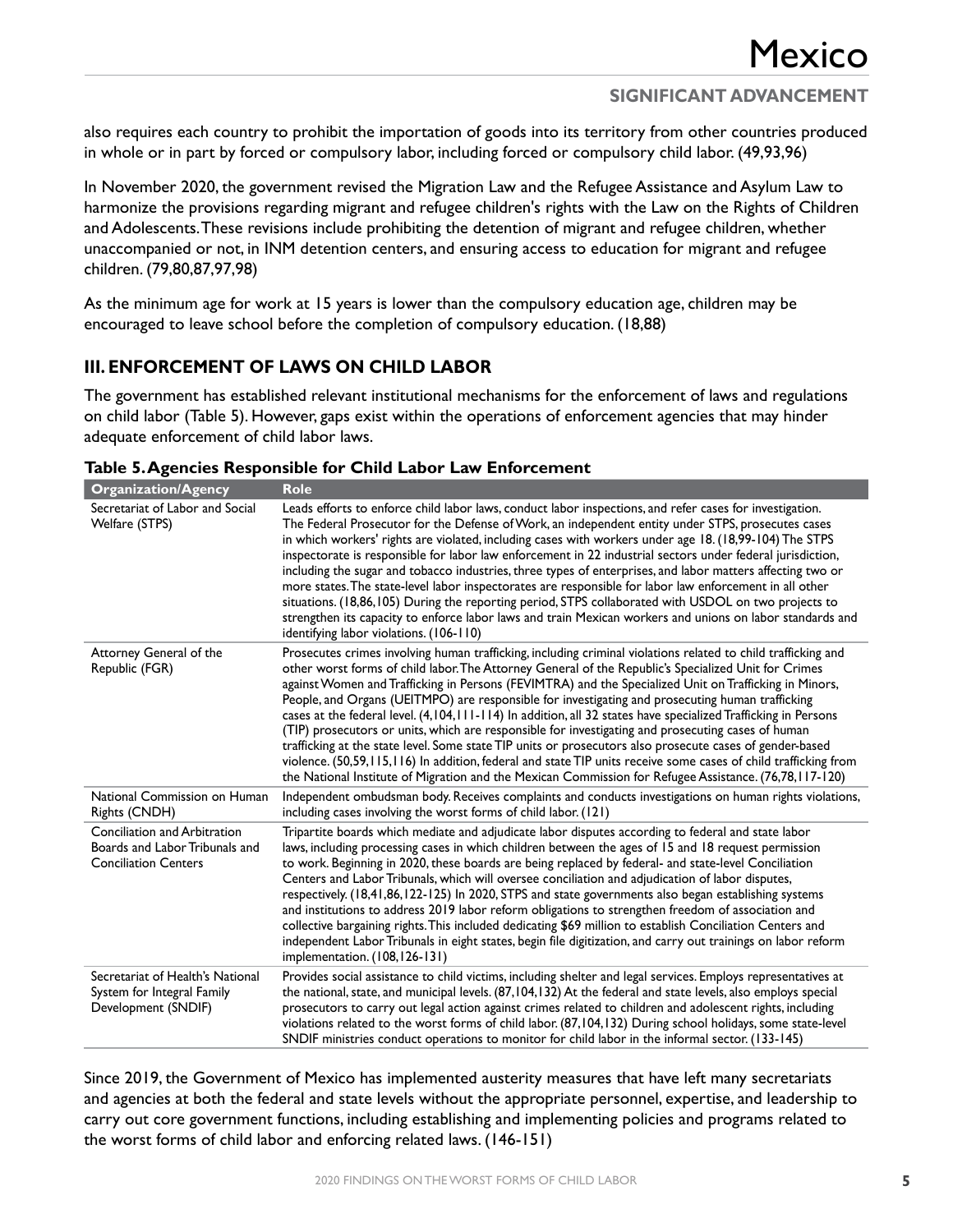also requires each country to prohibit the importation of goods into its territory from other countries produced in whole or in part by forced or compulsory labor, including forced or compulsory child labor. (49,93,96)

In November 2020, the government revised the Migration Law and the Refugee Assistance and Asylum Law to harmonize the provisions regarding migrant and refugee children's rights with the Law on the Rights of Children and Adolescents. These revisions include prohibiting the detention of migrant and refugee children, whether unaccompanied or not, in INM detention centers, and ensuring access to education for migrant and refugee children. (79,80,87,97,98)

As the minimum age for work at 15 years is lower than the compulsory education age, children may be encouraged to leave school before the completion of compulsory education. (18,88)

## III. ENFORCEMENT OF LAWS ON CHILD LABOR

The government has established relevant institutional mechanisms for the enforcement of laws and regulations on child labor (Table 5). However, gaps exist within the operations of enforcement agencies that may hinder adequate enforcement of child labor laws.

**Table 5. Agencies Responsible for Child Labor Law Enforcement**

| Organization/Agency | Role |
|---|---|
| Secretariat of Labor and Social Welfare (STPS) | Leads efforts to enforce child labor laws, conduct labor inspections, and refer cases for investigation. The Federal Prosecutor for the Defense of Work, an independent entity under STPS, prosecutes cases in which workers' rights are violated, including cases with workers under age 18. (18,99-104) The STPS inspectorate is responsible for labor law enforcement in 22 industrial sectors under federal jurisdiction, including the sugar and tobacco industries, three types of enterprises, and labor matters affecting two or more states. The state-level labor inspectorates are responsible for labor law enforcement in all other situations. (18,86,105) During the reporting period, STPS collaborated with USDOL on two projects to strengthen its capacity to enforce labor laws and train Mexican workers and unions on labor standards and identifying labor violations. (106-110) |
| Attorney General of the Republic (FGR) | Prosecutes crimes involving human trafficking, including criminal violations related to child trafficking and other worst forms of child labor. The Attorney General of the Republic's Specialized Unit for Crimes against Women and Trafficking in Persons (FEVIMTRA) and the Specialized Unit on Trafficking in Minors, People, and Organs (UEITMPO) are responsible for investigating and prosecuting human trafficking cases at the federal level. (4,104,111-114) In addition, all 32 states have specialized Trafficking in Persons (TIP) prosecutors or units, which are responsible for investigating and prosecuting cases of human trafficking at the state level. Some state TIP units or prosecutors also prosecute cases of gender-based violence. (50,59,115,116) In addition, federal and state TIP units receive some cases of child trafficking from the National Institute of Migration and the Mexican Commission for Refugee Assistance. (76,78,117-120) |
| National Commission on Human Rights (CNDH) | Independent ombudsman body. Receives complaints and conducts investigations on human rights violations, including cases involving the worst forms of child labor. (121) |
| Conciliation and Arbitration Boards and Labor Tribunals and Conciliation Centers | Tripartite boards which mediate and adjudicate labor disputes according to federal and state labor laws, including processing cases in which children between the ages of 15 and 18 request permission to work. Beginning in 2020, these boards are being replaced by federal- and state-level Conciliation Centers and Labor Tribunals, which will oversee conciliation and adjudication of labor disputes, respectively. (18,41,86,122-125) In 2020, STPS and state governments also began establishing systems and institutions to address 2019 labor reform obligations to strengthen freedom of association and collective bargaining rights. This included dedicating $69 million to establish Conciliation Centers and independent Labor Tribunals in eight states, begin file digitization, and carry out trainings on labor reform implementation. (108,126-131) |
| Secretariat of Health's National System for Integral Family Development (SNDIF) | Provides social assistance to child victims, including shelter and legal services. Employs representatives at the national, state, and municipal levels. (87,104,132) At the federal and state levels, also employs special prosecutors to carry out legal action against crimes related to children and adolescent rights, including violations related to the worst forms of child labor. (87,104,132) During school holidays, some state-level SNDIF ministries conduct operations to monitor for child labor in the informal sector. (133-145) |

Since 2019, the Government of Mexico has implemented austerity measures that have left many secretariats and agencies at both the federal and state levels without the appropriate personnel, expertise, and leadership to carry out core government functions, including establishing and implementing policies and programs related to the worst forms of child labor and enforcing related laws. (146-151)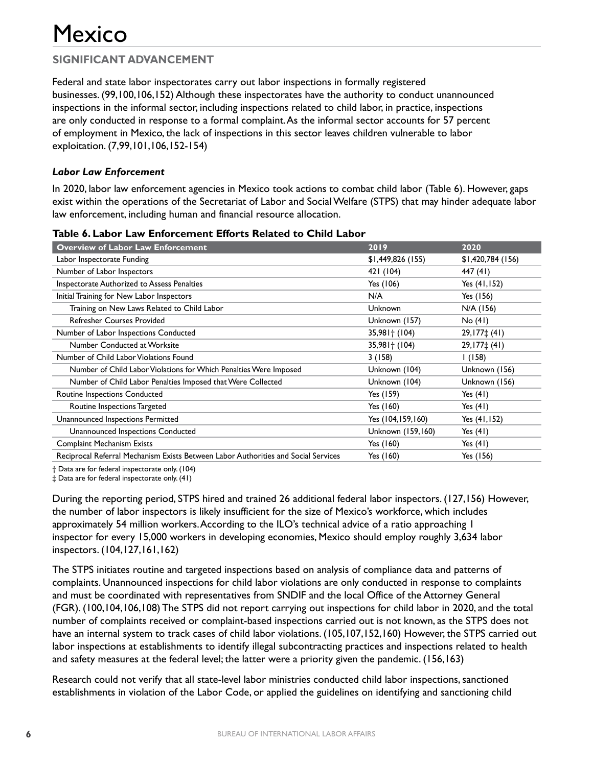# Mexico

## SIGNIFICANT ADVANCEMENT

Federal and state labor inspectorates carry out labor inspections in formally registered businesses. (99,100,106,152) Although these inspectorates have the authority to conduct unannounced inspections in the informal sector, including inspections related to child labor, in practice, inspections are only conducted in response to a formal complaint. As the informal sector accounts for 57 percent of employment in Mexico, the lack of inspections in this sector leaves children vulnerable to labor exploitation. (7,99,101,106,152-154)

### *Labor Law Enforcement*

In 2020, labor law enforcement agencies in Mexico took actions to combat child labor (Table 6). However, gaps exist within the operations of the Secretariat of Labor and Social Welfare (STPS) that may hinder adequate labor law enforcement, including human and financial resource allocation.

**Table 6. Labor Law Enforcement Efforts Related to Child Labor**

| Overview of Labor Law Enforcement | 2019 | 2020 |
|---|---|---|
| Labor Inspectorate Funding | $1,449,826 (155) | $1,420,784 (156) |
| Number of Labor Inspectors | 421 (104) | 447 (41) |
| Inspectorate Authorized to Assess Penalties | Yes (106) | Yes (41,152) |
| Initial Training for New Labor Inspectors | N/A | Yes (156) |
| Training on New Laws Related to Child Labor | Unknown | N/A (156) |
| Refresher Courses Provided | Unknown (157) | No (41) |
| Number of Labor Inspections Conducted | 35,981† (104) | 29,177‡ (41) |
| Number Conducted at Worksite | 35,981† (104) | 29,177‡ (41) |
| Number of Child Labor Violations Found | 3 (158) | 1 (158) |
| Number of Child Labor Violations for Which Penalties Were Imposed | Unknown (104) | Unknown (156) |
| Number of Child Labor Penalties Imposed that Were Collected | Unknown (104) | Unknown (156) |
| Routine Inspections Conducted | Yes (159) | Yes (41) |
| Routine Inspections Targeted | Yes (160) | Yes (41) |
| Unannounced Inspections Permitted | Yes (104,159,160) | Yes (41,152) |
| Unannounced Inspections Conducted | Unknown (159,160) | Yes (41) |
| Complaint Mechanism Exists | Yes (160) | Yes (41) |
| Reciprocal Referral Mechanism Exists Between Labor Authorities and Social Services | Yes (160) | Yes (156) |

† Data are for federal inspectorate only. (104)
‡ Data are for federal inspectorate only. (41)

During the reporting period, STPS hired and trained 26 additional federal labor inspectors. (127,156) However, the number of labor inspectors is likely insufficient for the size of Mexico's workforce, which includes approximately 54 million workers. According to the ILO's technical advice of a ratio approaching 1 inspector for every 15,000 workers in developing economies, Mexico should employ roughly 3,634 labor inspectors. (104,127,161,162)

The STPS initiates routine and targeted inspections based on analysis of compliance data and patterns of complaints. Unannounced inspections for child labor violations are only conducted in response to complaints and must be coordinated with representatives from SNDIF and the local Office of the Attorney General (FGR). (100,104,106,108) The STPS did not report carrying out inspections for child labor in 2020, and the total number of complaints received or complaint-based inspections carried out is not known, as the STPS does not have an internal system to track cases of child labor violations. (105,107,152,160) However, the STPS carried out labor inspections at establishments to identify illegal subcontracting practices and inspections related to health and safety measures at the federal level; the latter were a priority given the pandemic. (156,163)

Research could not verify that all state-level labor ministries conducted child labor inspections, sanctioned establishments in violation of the Labor Code, or applied the guidelines on identifying and sanctioning child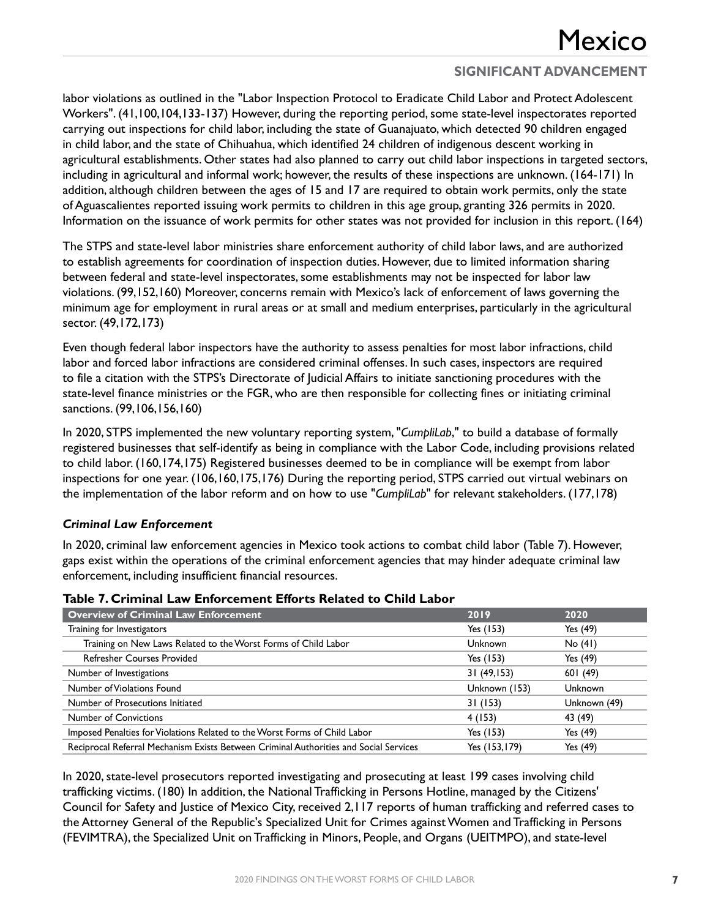labor violations as outlined in the "Labor Inspection Protocol to Eradicate Child Labor and Protect Adolescent Workers". (41,100,104,133-137) However, during the reporting period, some state-level inspectorates reported carrying out inspections for child labor, including the state of Guanajuato, which detected 90 children engaged in child labor, and the state of Chihuahua, which identified 24 children of indigenous descent working in agricultural establishments. Other states had also planned to carry out child labor inspections in targeted sectors, including in agricultural and informal work; however, the results of these inspections are unknown. (164-171) In addition, although children between the ages of 15 and 17 are required to obtain work permits, only the state of Aguascalientes reported issuing work permits to children in this age group, granting 326 permits in 2020. Information on the issuance of work permits for other states was not provided for inclusion in this report. (164)

The STPS and state-level labor ministries share enforcement authority of child labor laws, and are authorized to establish agreements for coordination of inspection duties. However, due to limited information sharing between federal and state-level inspectorates, some establishments may not be inspected for labor law violations. (99,152,160) Moreover, concerns remain with Mexico's lack of enforcement of laws governing the minimum age for employment in rural areas or at small and medium enterprises, particularly in the agricultural sector. (49,172,173)

Even though federal labor inspectors have the authority to assess penalties for most labor infractions, child labor and forced labor infractions are considered criminal offenses. In such cases, inspectors are required to file a citation with the STPS's Directorate of Judicial Affairs to initiate sanctioning procedures with the state-level finance ministries or the FGR, who are then responsible for collecting fines or initiating criminal sanctions. (99,106,156,160)

In 2020, STPS implemented the new voluntary reporting system, "*CumpliLab*," to build a database of formally registered businesses that self-identify as being in compliance with the Labor Code, including provisions related to child labor. (160,174,175) Registered businesses deemed to be in compliance will be exempt from labor inspections for one year. (106,160,175,176) During the reporting period, STPS carried out virtual webinars on the implementation of the labor reform and on how to use "*CumpliLab*" for relevant stakeholders. (177,178)

### *Criminal Law Enforcement*

In 2020, criminal law enforcement agencies in Mexico took actions to combat child labor (Table 7). However, gaps exist within the operations of the criminal enforcement agencies that may hinder adequate criminal law enforcement, including insufficient financial resources.

**Table 7. Criminal Law Enforcement Efforts Related to Child Labor**

| Overview of Criminal Law Enforcement | 2019 | 2020 |
|---|---|---|
| Training for Investigators | Yes (153) | Yes (49) |
| Training on New Laws Related to the Worst Forms of Child Labor | Unknown | No (41) |
| Refresher Courses Provided | Yes (153) | Yes (49) |
| Number of Investigations | 31 (49,153) | 601 (49) |
| Number of Violations Found | Unknown (153) | Unknown |
| Number of Prosecutions Initiated | 31 (153) | Unknown (49) |
| Number of Convictions | 4 (153) | 43 (49) |
| Imposed Penalties for Violations Related to the Worst Forms of Child Labor | Yes (153) | Yes (49) |
| Reciprocal Referral Mechanism Exists Between Criminal Authorities and Social Services | Yes (153,179) | Yes (49) |

In 2020, state-level prosecutors reported investigating and prosecuting at least 199 cases involving child trafficking victims. (180) In addition, the National Trafficking in Persons Hotline, managed by the Citizens' Council for Safety and Justice of Mexico City, received 2,117 reports of human trafficking and referred cases to the Attorney General of the Republic's Specialized Unit for Crimes against Women and Trafficking in Persons (FEVIMTRA), the Specialized Unit on Trafficking in Minors, People, and Organs (UEITMPO), and state-level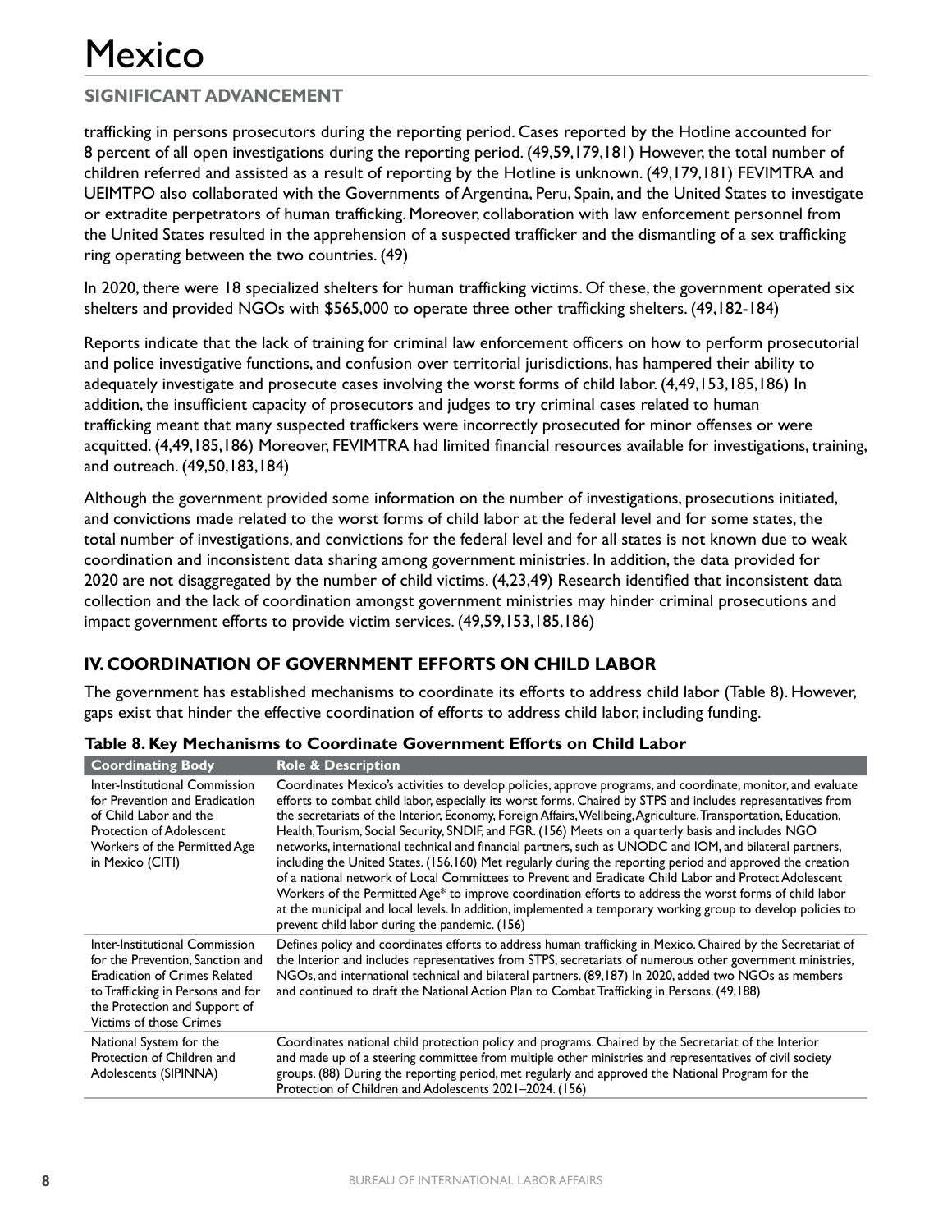# Mexico

## SIGNIFICANT ADVANCEMENT

trafficking in persons prosecutors during the reporting period. Cases reported by the Hotline accounted for 8 percent of all open investigations during the reporting period. (49,59,179,181) However, the total number of children referred and assisted as a result of reporting by the Hotline is unknown. (49,179,181) FEVIMTRA and UEIMTPO also collaborated with the Governments of Argentina, Peru, Spain, and the United States to investigate or extradite perpetrators of human trafficking. Moreover, collaboration with law enforcement personnel from the United States resulted in the apprehension of a suspected trafficker and the dismantling of a sex trafficking ring operating between the two countries. (49)

In 2020, there were 18 specialized shelters for human trafficking victims. Of these, the government operated six shelters and provided NGOs with $565,000 to operate three other trafficking shelters. (49,182-184)

Reports indicate that the lack of training for criminal law enforcement officers on how to perform prosecutorial and police investigative functions, and confusion over territorial jurisdictions, has hampered their ability to adequately investigate and prosecute cases involving the worst forms of child labor. (4,49,153,185,186) In addition, the insufficient capacity of prosecutors and judges to try criminal cases related to human trafficking meant that many suspected traffickers were incorrectly prosecuted for minor offenses or were acquitted. (4,49,185,186) Moreover, FEVIMTRA had limited financial resources available for investigations, training, and outreach. (49,50,183,184)

Although the government provided some information on the number of investigations, prosecutions initiated, and convictions made related to the worst forms of child labor at the federal level and for some states, the total number of investigations, and convictions for the federal level and for all states is not known due to weak coordination and inconsistent data sharing among government ministries. In addition, the data provided for 2020 are not disaggregated by the number of child victims. (4,23,49) Research identified that inconsistent data collection and the lack of coordination amongst government ministries may hinder criminal prosecutions and impact government efforts to provide victim services. (49,59,153,185,186)

## IV. COORDINATION OF GOVERNMENT EFFORTS ON CHILD LABOR

The government has established mechanisms to coordinate its efforts to address child labor (Table 8). However, gaps exist that hinder the effective coordination of efforts to address child labor, including funding.

**Table 8. Key Mechanisms to Coordinate Government Efforts on Child Labor**

| Coordinating Body | Role & Description |
|---|---|
| Inter-Institutional Commission for Prevention and Eradication of Child Labor and the Protection of Adolescent Workers of the Permitted Age in Mexico (CITI) | Coordinates Mexico's activities to develop policies, approve programs, and coordinate, monitor, and evaluate efforts to combat child labor, especially its worst forms. Chaired by STPS and includes representatives from the secretariats of the Interior, Economy, Foreign Affairs, Wellbeing, Agriculture, Transportation, Education, Health, Tourism, Social Security, SNDIF, and FGR. (156) Meets on a quarterly basis and includes NGO networks, international technical and financial partners, such as UNODC and IOM, and bilateral partners, including the United States. (156,160) Met regularly during the reporting period and approved the creation of a national network of Local Committees to Prevent and Eradicate Child Labor and Protect Adolescent Workers of the Permitted Age* to improve coordination efforts to address the worst forms of child labor at the municipal and local levels. In addition, implemented a temporary working group to develop policies to prevent child labor during the pandemic. (156) |
| Inter-Institutional Commission for the Prevention, Sanction and Eradication of Crimes Related to Trafficking in Persons and for the Protection and Support of Victims of those Crimes | Defines policy and coordinates efforts to address human trafficking in Mexico. Chaired by the Secretariat of the Interior and includes representatives from STPS, secretariats of numerous other government ministries, NGOs, and international technical and bilateral partners. (89,187) In 2020, added two NGOs as members and continued to draft the National Action Plan to Combat Trafficking in Persons. (49,188) |
| National System for the Protection of Children and Adolescents (SIPINNA) | Coordinates national child protection policy and programs. Chaired by the Secretariat of the Interior and made up of a steering committee from multiple other ministries and representatives of civil society groups. (88) During the reporting period, met regularly and approved the National Program for the Protection of Children and Adolescents 2021–2024. (156) |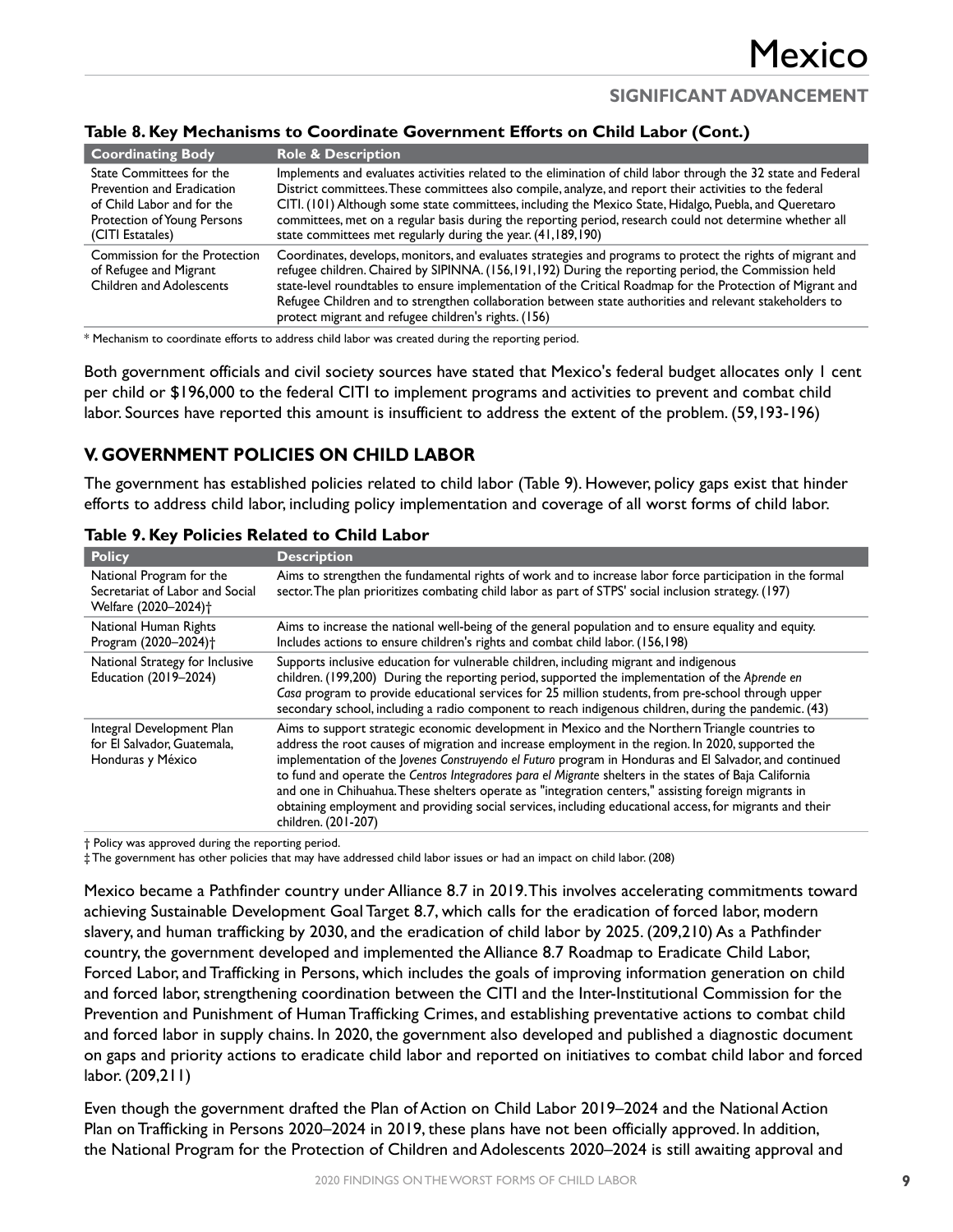### Table 8. Key Mechanisms to Coordinate Government Efforts on Child Labor (Cont.)

| Coordinating Body | Role & Description |
| --- | --- |
| State Committees for the Prevention and Eradication of Child Labor and for the Protection of Young Persons (CITI Estatales) | Implements and evaluates activities related to the elimination of child labor through the 32 state and Federal District committees. These committees also compile, analyze, and report their activities to the federal CITI. (101) Although some state committees, including the Mexico State, Hidalgo, Puebla, and Queretaro committees, met on a regular basis during the reporting period, research could not determine whether all state committees met regularly during the year. (41,189,190) |
| Commission for the Protection of Refugee and Migrant Children and Adolescents | Coordinates, develops, monitors, and evaluates strategies and programs to protect the rights of migrant and refugee children. Chaired by SIPINNA. (156,191,192) During the reporting period, the Commission held state-level roundtables to ensure implementation of the Critical Roadmap for the Protection of Migrant and Refugee Children and to strengthen collaboration between state authorities and relevant stakeholders to protect migrant and refugee children's rights. (156) |

\* Mechanism to coordinate efforts to address child labor was created during the reporting period.

Both government officials and civil society sources have stated that Mexico's federal budget allocates only 1 cent per child or $196,000 to the federal CITI to implement programs and activities to prevent and combat child labor. Sources have reported this amount is insufficient to address the extent of the problem. (59,193-196)

## V. GOVERNMENT POLICIES ON CHILD LABOR

The government has established policies related to child labor (Table 9). However, policy gaps exist that hinder efforts to address child labor, including policy implementation and coverage of all worst forms of child labor.

### Table 9. Key Policies Related to Child Labor

| Policy | Description |
| --- | --- |
| National Program for the Secretariat of Labor and Social Welfare (2020–2024)† | Aims to strengthen the fundamental rights of work and to increase labor force participation in the formal sector. The plan prioritizes combating child labor as part of STPS' social inclusion strategy. (197) |
| National Human Rights Program (2020–2024)† | Aims to increase the national well-being of the general population and to ensure equality and equity. Includes actions to ensure children's rights and combat child labor. (156,198) |
| National Strategy for Inclusive Education (2019–2024) | Supports inclusive education for vulnerable children, including migrant and indigenous children. (199,200) During the reporting period, supported the implementation of the *Aprende en Casa* program to provide educational services for 25 million students, from pre-school through upper secondary school, including a radio component to reach indigenous children, during the pandemic. (43) |
| Integral Development Plan for El Salvador, Guatemala, Honduras y México | Aims to support strategic economic development in Mexico and the Northern Triangle countries to address the root causes of migration and increase employment in the region. In 2020, supported the implementation of the *Jovenes Construyendo el Futuro* program in Honduras and El Salvador, and continued to fund and operate the *Centros Integradores para el Migrante* shelters in the states of Baja California and one in Chihuahua. These shelters operate as "integration centers," assisting foreign migrants in obtaining employment and providing social services, including educational access, for migrants and their children. (201-207) |

† Policy was approved during the reporting period.
‡ The government has other policies that may have addressed child labor issues or had an impact on child labor. (208)

Mexico became a Pathfinder country under Alliance 8.7 in 2019. This involves accelerating commitments toward achieving Sustainable Development Goal Target 8.7, which calls for the eradication of forced labor, modern slavery, and human trafficking by 2030, and the eradication of child labor by 2025. (209,210) As a Pathfinder country, the government developed and implemented the Alliance 8.7 Roadmap to Eradicate Child Labor, Forced Labor, and Trafficking in Persons, which includes the goals of improving information generation on child and forced labor, strengthening coordination between the CITI and the Inter-Institutional Commission for the Prevention and Punishment of Human Trafficking Crimes, and establishing preventative actions to combat child and forced labor in supply chains. In 2020, the government also developed and published a diagnostic document on gaps and priority actions to eradicate child labor and reported on initiatives to combat child labor and forced labor. (209,211)

Even though the government drafted the Plan of Action on Child Labor 2019–2024 and the National Action Plan on Trafficking in Persons 2020–2024 in 2019, these plans have not been officially approved. In addition, the National Program for the Protection of Children and Adolescents 2020–2024 is still awaiting approval and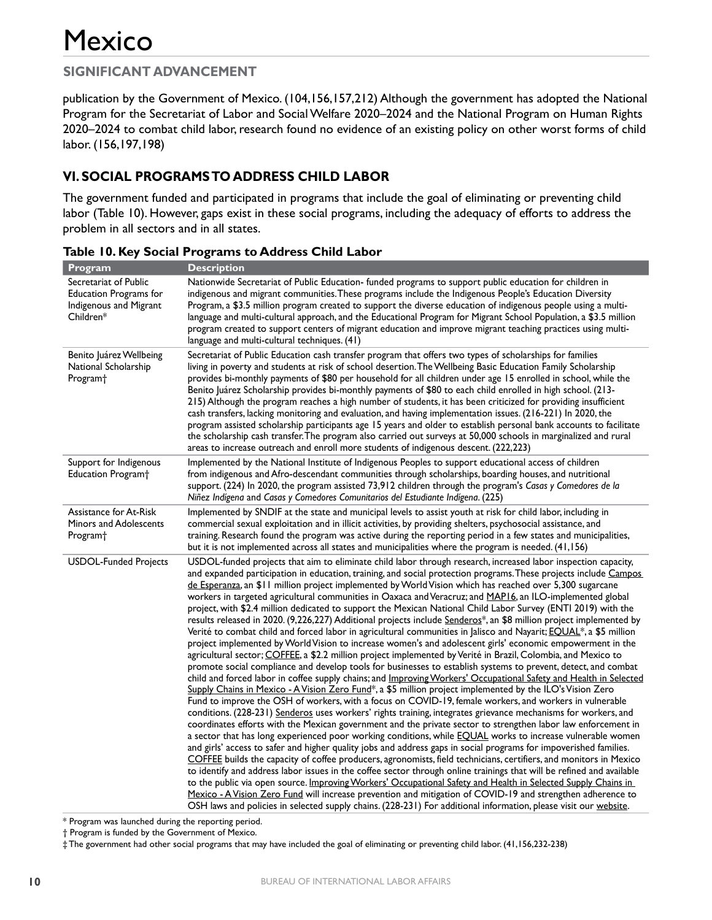# Mexico

## SIGNIFICANT ADVANCEMENT

publication by the Government of Mexico. (104,156,157,212) Although the government has adopted the National Program for the Secretariat of Labor and Social Welfare 2020–2024 and the National Program on Human Rights 2020–2024 to combat child labor, research found no evidence of an existing policy on other worst forms of child labor. (156,197,198)

## VI. SOCIAL PROGRAMS TO ADDRESS CHILD LABOR

The government funded and participated in programs that include the goal of eliminating or preventing child labor (Table 10). However, gaps exist in these social programs, including the adequacy of efforts to address the problem in all sectors and in all states.

**Table 10. Key Social Programs to Address Child Labor**

| Program | Description |
|---|---|
| Secretariat of Public Education Programs for Indigenous and Migrant Children* | Nationwide Secretariat of Public Education- funded programs to support public education for children in indigenous and migrant communities. These programs include the Indigenous People's Education Diversity Program, a $3.5 million program created to support the diverse education of indigenous people using a multi-language and multi-cultural approach, and the Educational Program for Migrant School Population, a $3.5 million program created to support centers of migrant education and improve migrant teaching practices using multi-language and multi-cultural techniques. (41) |
| Benito Juárez Wellbeing National Scholarship Program† | Secretariat of Public Education cash transfer program that offers two types of scholarships for families living in poverty and students at risk of school desertion. The Wellbeing Basic Education Family Scholarship provides bi-monthly payments of $80 per household for all children under age 15 enrolled in school, while the Benito Juárez Scholarship provides bi-monthly payments of $80 to each child enrolled in high school. (213-215) Although the program reaches a high number of students, it has been criticized for providing insufficient cash transfers, lacking monitoring and evaluation, and having implementation issues. (216-221) In 2020, the program assisted scholarship participants age 15 years and older to establish personal bank accounts to facilitate the scholarship cash transfer. The program also carried out surveys at 50,000 schools in marginalized and rural areas to increase outreach and enroll more students of indigenous descent. (222,223) |
| Support for Indigenous Education Program† | Implemented by the National Institute of Indigenous Peoples to support educational access of children from indigenous and Afro-descendant communities through scholarships, boarding houses, and nutritional support. (224) In 2020, the program assisted 73,912 children through the program's *Casas y Comedores de la Niñez Indígena* and *Casas y Comedores Comunitarios del Estudiante Indígena*. (225) |
| Assistance for At-Risk Minors and Adolescents Program† | Implemented by SNDIF at the state and municipal levels to assist youth at risk for child labor, including in commercial sexual exploitation and in illicit activities, by providing shelters, psychosocial assistance, and training. Research found the program was active during the reporting period in a few states and municipalities, but it is not implemented across all states and municipalities where the program is needed. (41,156) |
| USDOL-Funded Projects | USDOL-funded projects that aim to eliminate child labor through research, increased labor inspection capacity, and expanded participation in education, training, and social protection programs. These projects include Campos de Esperanza, an $11 million project implemented by World Vision which has reached over 5,300 sugarcane workers in targeted agricultural communities in Oaxaca and Veracruz; and MAP16, an ILO-implemented global project, with $2.4 million dedicated to support the Mexican National Child Labor Survey (ENTI 2019) with the results released in 2020. (9,226,227) Additional projects include Senderos*, an $8 million project implemented by Verité to combat child and forced labor in agricultural communities in Jalisco and Nayarit; EQUAL*, a $5 million project implemented by World Vision to increase women's and adolescent girls' economic empowerment in the agricultural sector; COFFEE, a $2.2 million project implemented by Verité in Brazil, Colombia, and Mexico to promote social compliance and develop tools for businesses to establish systems to prevent, detect, and combat child and forced labor in coffee supply chains; and Improving Workers' Occupational Safety and Health in Selected Supply Chains in Mexico - A Vision Zero Fund*, a $5 million project implemented by the ILO's Vision Zero Fund to improve the OSH of workers, with a focus on COVID-19, female workers, and workers in vulnerable conditions. (228-231) Senderos uses workers' rights training, integrates grievance mechanisms for workers, and coordinates efforts with the Mexican government and the private sector to strengthen labor law enforcement in a sector that has long experienced poor working conditions, while EQUAL works to increase vulnerable women and girls' access to safer and higher quality jobs and address gaps in social programs for impoverished families. COFFEE builds the capacity of coffee producers, agronomists, field technicians, certifiers, and monitors in Mexico to identify and address labor issues in the coffee sector through online trainings that will be refined and available to the public via open source. Improving Workers' Occupational Safety and Health in Selected Supply Chains in Mexico - A Vision Zero Fund will increase prevention and mitigation of COVID-19 and strengthen adherence to OSH laws and policies in selected supply chains. (228-231) For additional information, please visit our website. |

\* Program was launched during the reporting period.

† Program is funded by the Government of Mexico.

‡ The government had other social programs that may have included the goal of eliminating or preventing child labor. (41,156,232-238)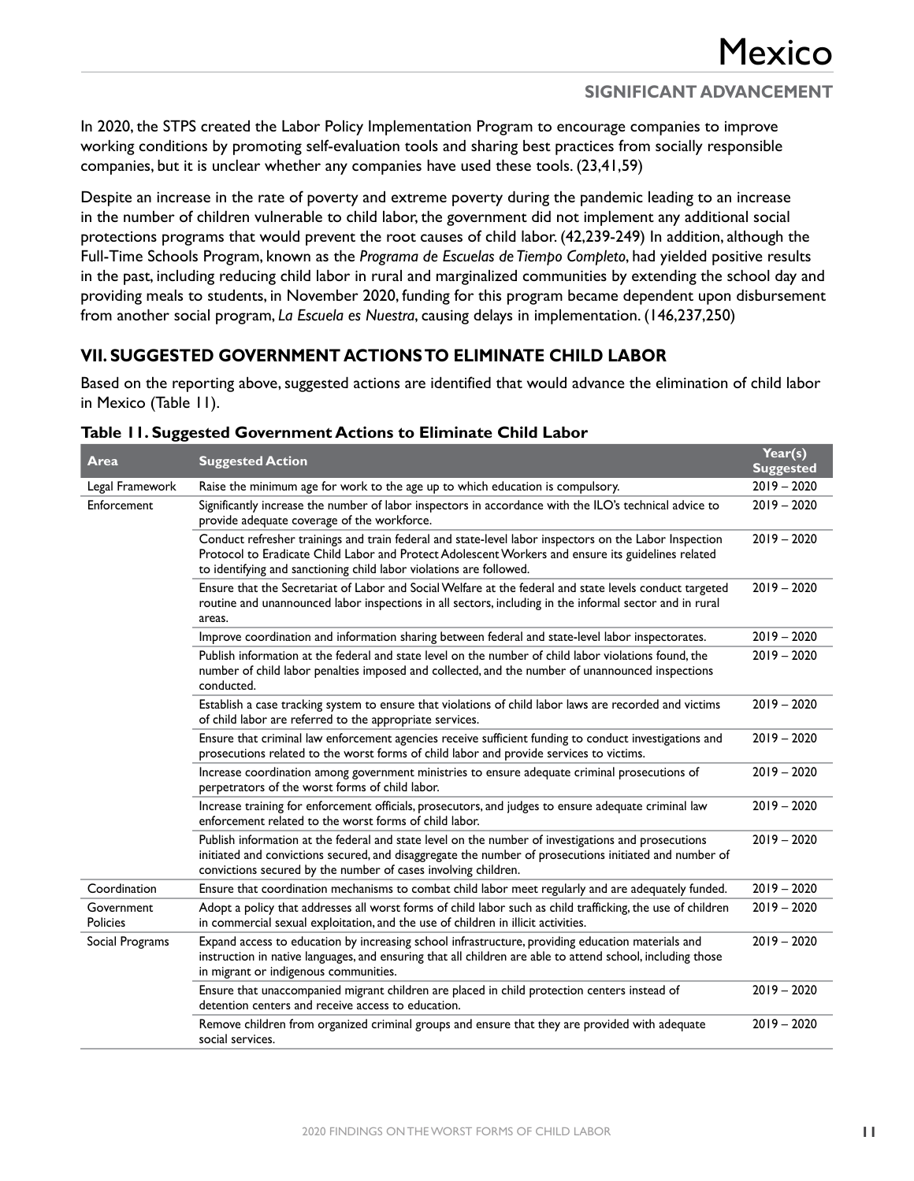In 2020, the STPS created the Labor Policy Implementation Program to encourage companies to improve working conditions by promoting self-evaluation tools and sharing best practices from socially responsible companies, but it is unclear whether any companies have used these tools. (23,41,59)

Despite an increase in the rate of poverty and extreme poverty during the pandemic leading to an increase in the number of children vulnerable to child labor, the government did not implement any additional social protections programs that would prevent the root causes of child labor. (42,239-249) In addition, although the Full-Time Schools Program, known as the *Programa de Escuelas de Tiempo Completo*, had yielded positive results in the past, including reducing child labor in rural and marginalized communities by extending the school day and providing meals to students, in November 2020, funding for this program became dependent upon disbursement from another social program, *La Escuela es Nuestra*, causing delays in implementation. (146,237,250)

## VII. SUGGESTED GOVERNMENT ACTIONS TO ELIMINATE CHILD LABOR

Based on the reporting above, suggested actions are identified that would advance the elimination of child labor in Mexico (Table 11).

**Table 11. Suggested Government Actions to Eliminate Child Labor**

| Area | Suggested Action | Year(s) Suggested |
|---|---|---|
| Legal Framework | Raise the minimum age for work to the age up to which education is compulsory. | 2019 – 2020 |
| Enforcement | Significantly increase the number of labor inspectors in accordance with the ILO's technical advice to provide adequate coverage of the workforce. | 2019 – 2020 |
| | Conduct refresher trainings and train federal and state-level labor inspectors on the Labor Inspection Protocol to Eradicate Child Labor and Protect Adolescent Workers and ensure its guidelines related to identifying and sanctioning child labor violations are followed. | 2019 – 2020 |
| | Ensure that the Secretariat of Labor and Social Welfare at the federal and state levels conduct targeted routine and unannounced labor inspections in all sectors, including in the informal sector and in rural areas. | 2019 – 2020 |
| | Improve coordination and information sharing between federal and state-level labor inspectorates. | 2019 – 2020 |
| | Publish information at the federal and state level on the number of child labor violations found, the number of child labor penalties imposed and collected, and the number of unannounced inspections conducted. | 2019 – 2020 |
| | Establish a case tracking system to ensure that violations of child labor laws are recorded and victims of child labor are referred to the appropriate services. | 2019 – 2020 |
| | Ensure that criminal law enforcement agencies receive sufficient funding to conduct investigations and prosecutions related to the worst forms of child labor and provide services to victims. | 2019 – 2020 |
| | Increase coordination among government ministries to ensure adequate criminal prosecutions of perpetrators of the worst forms of child labor. | 2019 – 2020 |
| | Increase training for enforcement officials, prosecutors, and judges to ensure adequate criminal law enforcement related to the worst forms of child labor. | 2019 – 2020 |
| | Publish information at the federal and state level on the number of investigations and prosecutions initiated and convictions secured, and disaggregate the number of prosecutions initiated and number of convictions secured by the number of cases involving children. | 2019 – 2020 |
| Coordination | Ensure that coordination mechanisms to combat child labor meet regularly and are adequately funded. | 2019 – 2020 |
| Government Policies | Adopt a policy that addresses all worst forms of child labor such as child trafficking, the use of children in commercial sexual exploitation, and the use of children in illicit activities. | 2019 – 2020 |
| Social Programs | Expand access to education by increasing school infrastructure, providing education materials and instruction in native languages, and ensuring that all children are able to attend school, including those in migrant or indigenous communities. | 2019 – 2020 |
| | Ensure that unaccompanied migrant children are placed in child protection centers instead of detention centers and receive access to education. | 2019 – 2020 |
| | Remove children from organized criminal groups and ensure that they are provided with adequate social services. | 2019 – 2020 |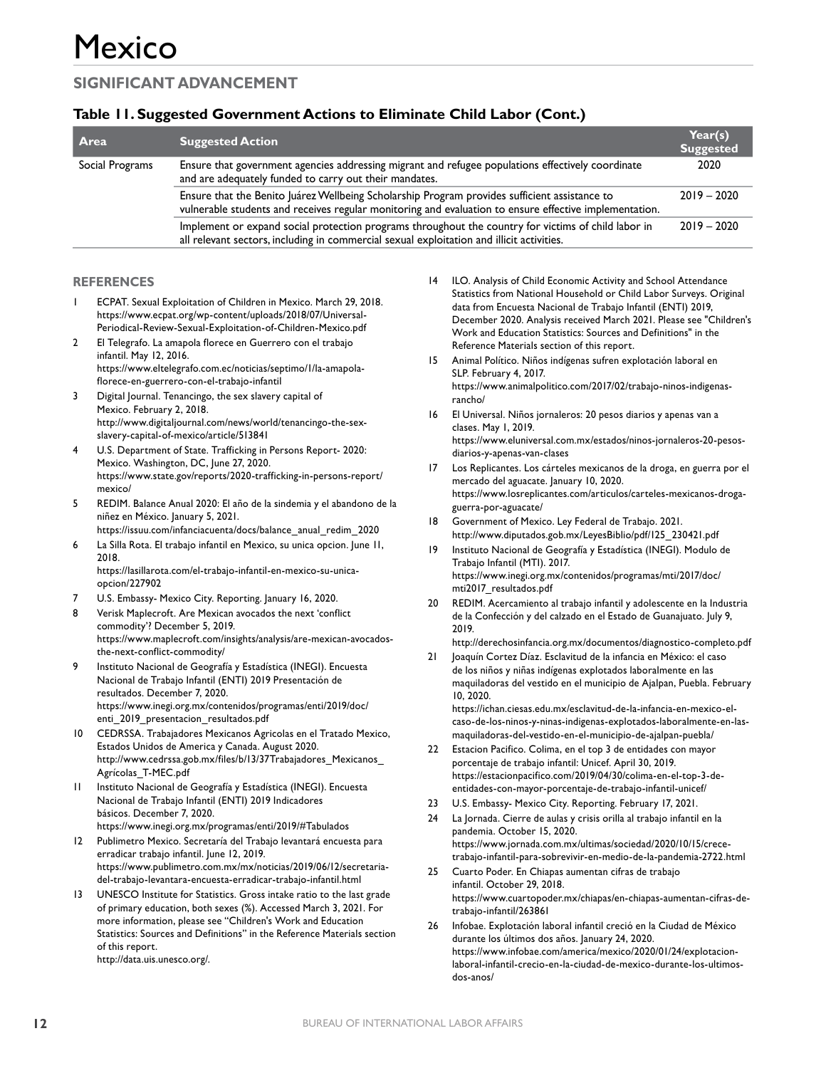# Mexico

## SIGNIFICANT ADVANCEMENT

### Table 11. Suggested Government Actions to Eliminate Child Labor (Cont.)

| Area | Suggested Action | Year(s) Suggested |
|---|---|---|
| Social Programs | Ensure that government agencies addressing migrant and refugee populations effectively coordinate and are adequately funded to carry out their mandates. | 2020 |
| | Ensure that the Benito Juárez Wellbeing Scholarship Program provides sufficient assistance to vulnerable students and receives regular monitoring and evaluation to ensure effective implementation. | 2019 – 2020 |
| | Implement or expand social protection programs throughout the country for victims of child labor in all relevant sectors, including in commercial sexual exploitation and illicit activities. | 2019 – 2020 |

## REFERENCES

1. ECPAT. Sexual Exploitation of Children in Mexico. March 29, 2018. https://www.ecpat.org/wp-content/uploads/2018/07/Universal-Periodical-Review-Sexual-Exploitation-of-Children-Mexico.pdf
2. El Telegrafo. La amapola florece en Guerrero con el trabajo infantil. May 12, 2016. https://www.eltelegrafo.com.ec/noticias/septimo/1/la-amapola-florece-en-guerrero-con-el-trabajo-infantil
3. Digital Journal. Tenancingo, the sex slavery capital of Mexico. February 2, 2018. http://www.digitaljournal.com/news/world/tenancingo-the-sex-slavery-capital-of-mexico/article/513841
4. U.S. Department of State. Trafficking in Persons Report- 2020: Mexico. Washington, DC, June 27, 2020. https://www.state.gov/reports/2020-trafficking-in-persons-report/mexico/
5. REDIM. Balance Anual 2020: El año de la sindemia y el abandono de la niñez en México. January 5, 2021. https://issuu.com/infanciacuenta/docs/balance_anual_redim_2020
6. La Silla Rota. El trabajo infantil en Mexico, su unica opcion. June 11, 2018. https://lasillarota.com/el-trabajo-infantil-en-mexico-su-unica-opcion/227902
7. U.S. Embassy- Mexico City. Reporting. January 16, 2020.
8. Verisk Maplecroft. Are Mexican avocados the next 'conflict commodity'? December 5, 2019. https://www.maplecroft.com/insights/analysis/are-mexican-avocados-the-next-conflict-commodity/
9. Instituto Nacional de Geografía y Estadística (INEGI). Encuesta Nacional de Trabajo Infantil (ENTI) 2019 Presentación de resultados. December 7, 2020. https://www.inegi.org.mx/contenidos/programas/enti/2019/doc/enti_2019_presentacion_resultados.pdf
10. CEDRSSA. Trabajadores Mexicanos Agricolas en el Tratado Mexico, Estados Unidos de America y Canada. August 2020. http://www.cedrssa.gob.mx/files/b/13/37Trabajadores_Mexicanos_Agrícolas_T-MEC.pdf
11. Instituto Nacional de Geografía y Estadística (INEGI). Encuesta Nacional de Trabajo Infantil (ENTI) 2019 Indicadores básicos. December 7, 2020. https://www.inegi.org.mx/programas/enti/2019/#Tabulados
12. Publimetro Mexico. Secretaría del Trabajo levantará encuesta para erradicar trabajo infantil. June 12, 2019. https://www.publimetro.com.mx/mx/noticias/2019/06/12/secretaria-del-trabajo-levantara-encuesta-erradicar-trabajo-infantil.html
13. UNESCO Institute for Statistics. Gross intake ratio to the last grade of primary education, both sexes (%). Accessed March 3, 2021. For more information, please see "Children's Work and Education Statistics: Sources and Definitions" in the Reference Materials section of this report. http://data.uis.unesco.org/.
14. ILO. Analysis of Child Economic Activity and School Attendance Statistics from National Household or Child Labor Surveys. Original data from Encuesta Nacional de Trabajo Infantil (ENTI) 2019, December 2020. Analysis received March 2021. Please see "Children's Work and Education Statistics: Sources and Definitions" in the Reference Materials section of this report.
15. Animal Político. Niños indígenas sufren explotación laboral en SLP. February 4, 2017. https://www.animalpolitico.com/2017/02/trabajo-ninos-indigenas-rancho/
16. El Universal. Niños jornaleros: 20 pesos diarios y apenas van a clases. May 1, 2019. https://www.eluniversal.com.mx/estados/ninos-jornaleros-20-pesos-diarios-y-apenas-van-clases
17. Los Replicantes. Los cárteles mexicanos de la droga, en guerra por el mercado del aguacate. January 10, 2020. https://www.losreplicantes.com/articulos/carteles-mexicanos-droga-guerra-por-aguacate/
18. Government of Mexico. Ley Federal de Trabajo. 2021. http://www.diputados.gob.mx/LeyesBiblio/pdf/125_230421.pdf
19. Instituto Nacional de Geografía y Estadística (INEGI). Modulo de Trabajo Infantil (MTI). 2017. https://www.inegi.org.mx/contenidos/programas/mti/2017/doc/mti2017_resultados.pdf
20. REDIM. Acercamiento al trabajo infantil y adolescente en la Industria de la Confección y del calzado en el Estado de Guanajuato. July 9, 2019. http://derechosinfancia.org.mx/documentos/diagnostico-completo.pdf
21. Joaquín Cortez Díaz. Esclavitud de la infancia en México: el caso de los niños y niñas indígenas explotados laboralmente en las maquiladoras del vestido en el municipio de Ajalpan, Puebla. February 10, 2020. https://ichan.ciesas.edu.mx/esclavitud-de-la-infancia-en-mexico-el-caso-de-los-ninos-y-ninas-indigenas-explotados-laboralmente-en-las-maquiladoras-del-vestido-en-el-municipio-de-ajalpan-puebla/
22. Estacion Pacifico. Colima, en el top 3 de entidades con mayor porcentaje de trabajo infantil: Unicef. April 30, 2019. https://estacionpacifico.com/2019/04/30/colima-en-el-top-3-de-entidades-con-mayor-porcentaje-de-trabajo-infantil-unicef/
23. U.S. Embassy- Mexico City. Reporting. February 17, 2021.
24. La Jornada. Cierre de aulas y crisis orilla al trabajo infantil en la pandemia. October 15, 2020. https://www.jornada.com.mx/ultimas/sociedad/2020/10/15/crece-trabajo-infantil-para-sobrevivir-en-medio-de-la-pandemia-2722.html
25. Cuarto Poder. En Chiapas aumentan cifras de trabajo infantil. October 29, 2018. https://www.cuartopoder.mx/chiapas/en-chiapas-aumentan-cifras-de-trabajo-infantil/263861
26. Infobae. Explotación laboral infantil creció en la Ciudad de México durante los últimos dos años. January 24, 2020. https://www.infobae.com/america/mexico/2020/01/24/explotacion-laboral-infantil-crecio-en-la-ciudad-de-mexico-durante-los-ultimos-dos-anos/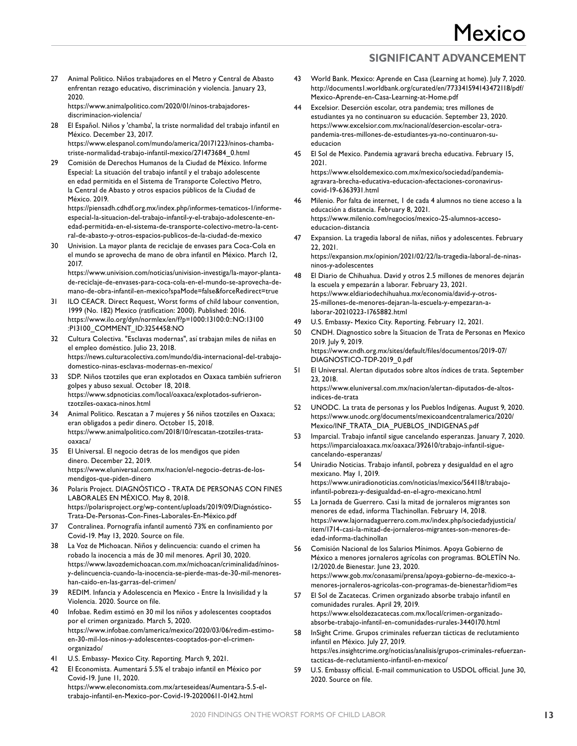27 Animal Politico. Niños trabajadores en el Metro y Central de Abasto enfrentan rezago educativo, discriminación y violencia. January 23, 2020.
https://www.animalpolitico.com/2020/01/ninos-trabajadores-discriminacion-violencia/

28 El Español. Niños y 'chamba', la triste normalidad del trabajo infantil en México. December 23, 2017.
https://www.elespanol.com/mundo/america/20171223/ninos-chamba-triste-normalidad-trabajo-infantil-mexico/271473684_0.html

29 Comisión de Derechos Humanos de la Ciudad de México. Informe Especial: La situación del trabajo infantil y el trabajo adolescente en edad permitida en el Sistema de Transporte Colectivo Metro, la Central de Abasto y otros espacios públicos de la Ciudad de México. 2019.
https://piensadh.cdhdf.org.mx/index.php/informes-tematicos-1/informe-especial-la-situacion-del-trabajo-infantil-y-el-trabajo-adolescente-en-edad-permitida-en-el-sistema-de-transporte-colectivo-metro-la-central-de-abasto-y-otros-espacios-publicos-de-la-ciudad-de-mexico

30 Univision. La mayor planta de reciclaje de envases para Coca-Cola en el mundo se aprovecha de mano de obra infantil en México. March 12, 2017.
https://www.univision.com/noticias/univision-investiga/la-mayor-planta-de-reciclaje-de-envases-para-coca-cola-en-el-mundo-se-aprovecha-de-mano-de-obra-infantil-en-mexico?spaMode=false&forceRedirect=true

31 ILO CEACR. Direct Request, Worst forms of child labour convention, 1999 (No. 182) Mexico (ratification: 2000). Published: 2016.
https://www.ilo.org/dyn/normlex/en/f?p=1000:13100:0::NO:13100:P13100_COMMENT_ID:3254458:NO

32 Cultura Colectiva. "Esclavas modernas", así trabajan miles de niñas en el empleo doméstico. Julio 23, 2018.
https://news.culturacolectiva.com/mundo/dia-internacional-del-trabajo-domestico-ninas-esclavas-modernas-en-mexico/

33 SDP. Niños tzotziles que eran explotados en Oaxaca también sufrieron golpes y abuso sexual. October 18, 2018.
https://www.sdpnoticias.com/local/oaxaca/explotados-sufrieron-tzotziles-oaxaca-ninos.html

34 Animal Politico. Rescatan a 7 mujeres y 56 niños tzotziles en Oaxaca; eran obligados a pedir dinero. October 15, 2018.
https://www.animalpolitico.com/2018/10/rescatan-tzotziles-trata-oaxaca/

35 El Universal. El negocio detras de los mendigos que piden dinero. December 22, 2019.
https://www.eluniversal.com.mx/nacion/el-negocio-detras-de-los-mendigos-que-piden-dinero

36 Polaris Project. DIAGNÓSTICO - TRATA DE PERSONAS CON FINES LABORALES EN MÉXICO. May 8, 2018.
https://polarisproject.org/wp-content/uploads/2019/09/Diagnóstico-Trata-De-Personas-Con-Fines-Laborales-En-México.pdf

37 Contralinea. Pornografía infantil aumentó 73% en confinamiento por Covid-19. May 13, 2020. Source on file.

38 La Voz de Michoacan. Niños y delincuencia: cuando el crimen ha robado la inocencia a más de 30 mil menores. April 30, 2020.
https://www.lavozdemichoacan.com.mx/michoacan/criminalidad/ninos-y-delincuencia-cuando-la-inocencia-se-pierde-mas-de-30-mil-menores-han-caido-en-las-garras-del-crimen/

39 REDIM. Infancia y Adolescencia en Mexico - Entre la Invisilidad y la Violencia. 2020. Source on file.

40 Infobae. Redim estimó en 30 mil los niños y adolescentes cooptados por el crimen organizado. March 5, 2020.
https://www.infobae.com/america/mexico/2020/03/06/redim-estimo-en-30-mil-los-ninos-y-adolescentes-cooptados-por-el-crimen-organizado/

41 U.S. Embassy- Mexico City. Reporting. March 9, 2021.

42 El Economista. Aumentará 5.5% el trabajo infantil en México por Covid-19. June 11, 2020.
https://www.eleconomista.com.mx/arteseideas/Aumentara-5.5-el-trabajo-infantil-en-Mexico-por-Covid-19-20200611-0142.html

43 World Bank. Mexico: Aprende en Casa (Learning at home). July 7, 2020.
http://documents1.worldbank.org/curated/en/773341594143472118/pdf/Mexico-Aprende-en-Casa-Learning-at-Home.pdf

44 Excelsior. Deserción escolar, otra pandemia; tres millones de estudiantes ya no continuaron su educación. September 23, 2020.
https://www.excelsior.com.mx/nacional/desercion-escolar-otra-pandemia-tres-millones-de-estudiantes-ya-no-continuaron-su-educacion

45 El Sol de Mexico. Pandemia agravará brecha educativa. February 15, 2021.
https://www.elsoldemexico.com.mx/mexico/sociedad/pandemia-agravara-brecha-educativa-educacion-afectaciones-coronavirus-covid-19-6363931.html

46 Milenio. Por falta de internet, 1 de cada 4 alumnos no tiene acceso a la educación a distancia. February 8, 2021.
https://www.milenio.com/negocios/mexico-25-alumnos-acceso-educacion-distancia

47 Expansion. La tragedia laboral de niñas, niños y adolescentes. February 22, 2021.
https://expansion.mx/opinion/2021/02/22/la-tragedia-laboral-de-ninas-ninos-y-adolescentes

48 El Diario de Chihuahua. David y otros 2.5 millones de menores dejarán la escuela y empezarán a laborar. February 23, 2021.
https://www.eldiariodechihuahua.mx/economia/david-y-otros-25-millones-de-menores-dejaran-la-escuela-y-empezaran-a-laborar-20210223-1765882.html

49 U.S. Embassy- Mexico City. Reporting. February 12, 2021.

50 CNDH. Diagnostico sobre la Situacion de Trata de Personas en Mexico 2019. July 9, 2019.
https://www.cndh.org.mx/sites/default/files/documentos/2019-07/DIAGNOSTICO-TDP-2019_0.pdf

51 El Universal. Alertan diputados sobre altos índices de trata. September 23, 2018.
https://www.eluniversal.com.mx/nacion/alertan-diputados-de-altos-indices-de-trata

52 UNODC. La trata de personas y los Pueblos Indígenas. August 9, 2020.
https://www.unodc.org/documents/mexicoandcentralamerica/2020/Mexico/INF_TRATA_DIA_PUEBLOS_INDIGENAS.pdf

53 Imparcial. Trabajo infantil sigue cancelando esperanzas. January 7, 2020.
https://imparcialoaxaca.mx/oaxaca/392610/trabajo-infantil-sigue-cancelando-esperanzas/

54 Uniradio Noticias. Trabajo infantil, pobreza y desigualdad en el agro mexicano. May 1, 2019.
https://www.uniradionoticias.com/noticias/mexico/564118/trabajo-infantil-pobreza-y-desigualdad-en-el-agro-mexicano.html

55 La Jornada de Guerrero. Casi la mitad de jornaleros migrantes son menores de edad, informa Tlachinollan. February 14, 2018.
https://www.lajornadaguerrero.com.mx/index.php/sociedadyjusticia/item/1714-casi-la-mitad-de-jornaleros-migrantes-son-menores-de-edad-informa-tlachinollan

56 Comisión Nacional de los Salarios Mínimos. Apoya Gobierno de México a menores jornaleros agrícolas con programas. BOLETÍN No. 12/2020.de Bienestar. June 23, 2020.
https://www.gob.mx/conasami/prensa/apoya-gobierno-de-mexico-a-menores-jornaleros-agricolas-con-programas-de-bienestar?idiom=es

57 El Sol de Zacatecas. Crimen organizado absorbe trabajo infantil en comunidades rurales. April 29, 2019.
https://www.elsoldezacatecas.com.mx/local/crimen-organizado-absorbe-trabajo-infantil-en-comunidades-rurales-3440170.html

58 InSight Crime. Grupos criminales refuerzan tácticas de reclutamiento infantil en México. July 27, 2019.
https://es.insightcrime.org/noticias/analisis/grupos-criminales-refuerzan-tacticas-de-reclutamiento-infantil-en-mexico/

59 U.S. Embassy official. E-mail communication to USDOL official. June 30, 2020. Source on file.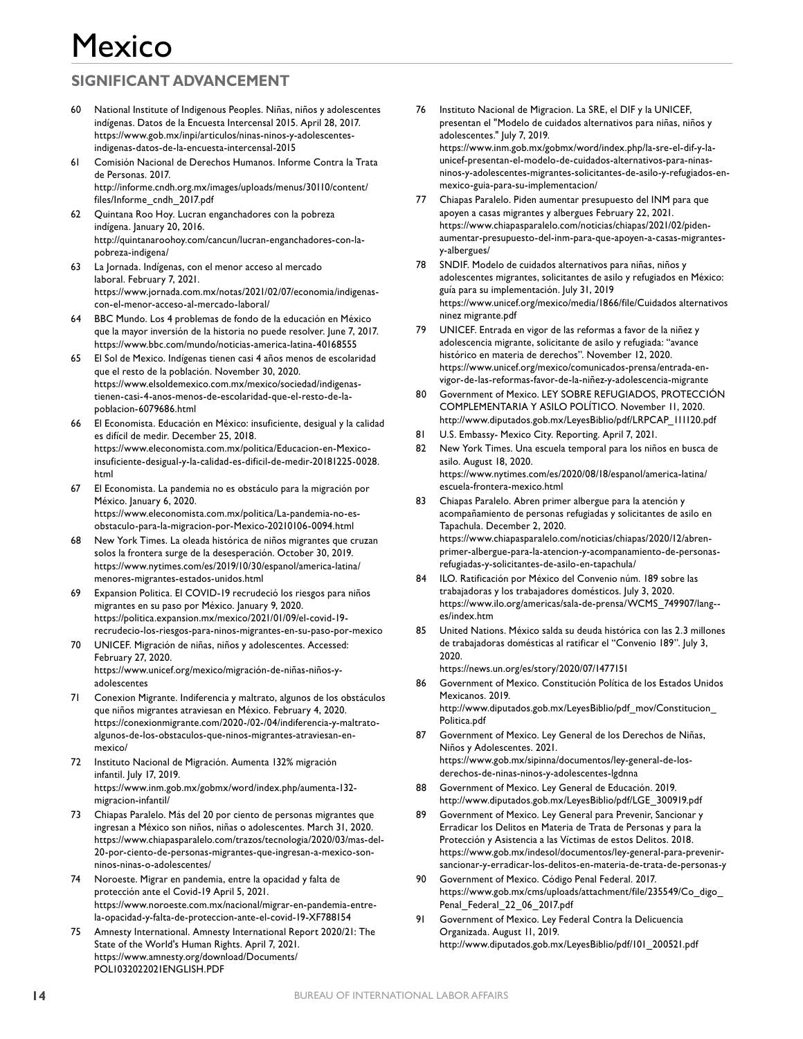# Mexico

## SIGNIFICANT ADVANCEMENT

60 National Institute of Indigenous Peoples. Niñas, niños y adolescentes indígenas. Datos de la Encuesta Intercensal 2015. April 28, 2017. https://www.gob.mx/inpi/articulos/ninas-ninos-y-adolescentes-indigenas-datos-de-la-encuesta-intercensal-2015

61 Comisión Nacional de Derechos Humanos. Informe Contra la Trata de Personas. 2017. http://informe.cndh.org.mx/images/uploads/menus/30110/content/files/Informe_cndh_2017.pdf

62 Quintana Roo Hoy. Lucran enganchadores con la pobreza indígena. January 20, 2016. http://quintanaroohoy.com/cancun/lucran-enganchadores-con-la-pobreza-indigena/

63 La Jornada. Indígenas, con el menor acceso al mercado laboral. February 7, 2021. https://www.jornada.com.mx/notas/2021/02/07/economia/indigenas-con-el-menor-acceso-al-mercado-laboral/

64 BBC Mundo. Los 4 problemas de fondo de la educación en México que la mayor inversión de la historia no puede resolver. June 7, 2017. https://www.bbc.com/mundo/noticias-america-latina-40168555

65 El Sol de Mexico. Indígenas tienen casi 4 años menos de escolaridad que el resto de la población. November 30, 2020. https://www.elsoldemexico.com.mx/mexico/sociedad/indigenas-tienen-casi-4-anos-menos-de-escolaridad-que-el-resto-de-la-poblacion-6079686.html

66 El Economista. Educación en México: insuficiente, desigual y la calidad es difícil de medir. December 25, 2018. https://www.eleconomista.com.mx/politica/Educacion-en-Mexico-insuficiente-desigual-y-la-calidad-es-dificil-de-medir-20181225-0028.html

67 El Economista. La pandemia no es obstáculo para la migración por México. January 6, 2020. https://www.eleconomista.com.mx/politica/La-pandemia-no-es-obstaculo-para-la-migracion-por-Mexico-20210106-0094.html

68 New York Times. La oleada histórica de niños migrantes que cruzan solos la frontera surge de la desesperación. October 30, 2019. https://www.nytimes.com/es/2019/10/30/espanol/america-latina/menores-migrantes-estados-unidos.html

69 Expansion Politica. El COVID-19 recrudeció los riesgos para niños migrantes en su paso por México. January 9, 2020. https://politica.expansion.mx/mexico/2021/01/09/el-covid-19-recrudecio-los-riesgos-para-ninos-migrantes-en-su-paso-por-mexico

70 UNICEF. Migración de niñas, niños y adolescentes. Accessed: February 27, 2020. https://www.unicef.org/mexico/migración-de-niñas-niños-y-adolescentes

71 Conexion Migrante. Indiferencia y maltrato, algunos de los obstáculos que niños migrantes atraviesan en México. February 4, 2020. https://conexionmigrante.com/2020-/02-/04/indiferencia-y-maltrato-algunos-de-los-obstaculos-que-ninos-migrantes-atraviesan-en-mexico/

72 Instituto Nacional de Migración. Aumenta 132% migración infantil. July 17, 2019. https://www.inm.gob.mx/gobmx/word/index.php/aumenta-132-migracion-infantil/

73 Chiapas Paralelo. Más del 20 por ciento de personas migrantes que ingresan a México son niños, niñas o adolescentes. March 31, 2020. https://www.chiapasparalelo.com/trazos/tecnologia/2020/03/mas-del-20-por-ciento-de-personas-migrantes-que-ingresan-a-mexico-son-ninos-ninas-o-adolescentes/

74 Noroeste. Migrar en pandemia, entre la opacidad y falta de protección ante el Covid-19 April 5, 2021. https://www.noroeste.com.mx/nacional/migrar-en-pandemia-entre-la-opacidad-y-falta-de-proteccion-ante-el-covid-19-XF788154

75 Amnesty International. Amnesty International Report 2020/21: The State of the World's Human Rights. April 7, 2021. https://www.amnesty.org/download/Documents/POL1032022021ENGLISH.PDF

76 Instituto Nacional de Migracion. La SRE, el DIF y la UNICEF, presentan el "Modelo de cuidados alternativos para niñas, niños y adolescentes." July 7, 2019. https://www.inm.gob.mx/gobmx/word/index.php/la-sre-el-dif-y-la-unicef-presentan-el-modelo-de-cuidados-alternativos-para-ninas-ninos-y-adolescentes-migrantes-solicitantes-de-asilo-y-refugiados-en-mexico-guia-para-su-implementacion/

77 Chiapas Paralelo. Piden aumentar presupuesto del INM para que apoyen a casas migrantes y albergues February 22, 2021. https://www.chiapasparalelo.com/noticias/chiapas/2021/02/piden-aumentar-presupuesto-del-inm-para-que-apoyen-a-casas-migrantes-y-albergues/

78 SNDIF. Modelo de cuidados alternativos para niñas, niños y adolescentes migrantes, solicitantes de asilo y refugiados en México: guía para su implementación. July 31, 2019 https://www.unicef.org/mexico/media/1866/file/Cuidados alternativos ninez migrante.pdf

79 UNICEF. Entrada en vigor de las reformas a favor de la niñez y adolescencia migrante, solicitante de asilo y refugiada: "avance histórico en materia de derechos". November 12, 2020. https://www.unicef.org/mexico/comunicados-prensa/entrada-en-vigor-de-las-reformas-favor-de-la-niñez-y-adolescencia-migrante

80 Government of Mexico. LEY SOBRE REFUGIADOS, PROTECCIÓN COMPLEMENTARIA Y ASILO POLÍTICO. November 11, 2020. http://www.diputados.gob.mx/LeyesBiblio/pdf/LRPCAP_111120.pdf

81 U.S. Embassy- Mexico City. Reporting. April 7, 2021.

82 New York Times. Una escuela temporal para los niños en busca de asilo. August 18, 2020. https://www.nytimes.com/es/2020/08/18/espanol/america-latina/escuela-frontera-mexico.html

83 Chiapas Paralelo. Abren primer albergue para la atención y acompañamiento de personas refugiadas y solicitantes de asilo en Tapachula. December 2, 2020. https://www.chiapasparalelo.com/noticias/chiapas/2020/12/abren-primer-albergue-para-la-atencion-y-acompanamiento-de-personas-refugiadas-y-solicitantes-de-asilo-en-tapachula/

84 ILO. Ratificación por México del Convenio núm. 189 sobre las trabajadoras y los trabajadores domésticos. July 3, 2020. https://www.ilo.org/americas/sala-de-prensa/WCMS_749907/lang--es/index.htm

85 United Nations. México salda su deuda histórica con las 2.3 millones de trabajadoras domésticas al ratificar el "Convenio 189". July 3, 2020. https://news.un.org/es/story/2020/07/1477151

86 Government of Mexico. Constitución Política de los Estados Unidos Mexicanos. 2019. http://www.diputados.gob.mx/LeyesBiblio/pdf_mov/Constitucion_Politica.pdf

87 Government of Mexico. Ley General de los Derechos de Niñas, Niños y Adolescentes. 2021. https://www.gob.mx/sipinna/documentos/ley-general-de-los-derechos-de-ninas-ninos-y-adolescentes-lgdnna

88 Government of Mexico. Ley General de Educación. 2019. http://www.diputados.gob.mx/LeyesBiblio/pdf/LGE_300919.pdf

89 Government of Mexico. Ley General para Prevenir, Sancionar y Erradicar los Delitos en Materia de Trata de Personas y para la Protección y Asistencia a las Víctimas de estos Delitos. 2018. https://www.gob.mx/indesol/documentos/ley-general-para-prevenir-sancionar-y-erradicar-los-delitos-en-materia-de-trata-de-personas-y

90 Government of Mexico. Código Penal Federal. 2017. https://www.gob.mx/cms/uploads/attachment/file/235549/Co_digo_Penal_Federal_22_06_2017.pdf

91 Government of Mexico. Ley Federal Contra la Delicuencia Organizada. August 11, 2019. http://www.diputados.gob.mx/LeyesBiblio/pdf/101_200521.pdf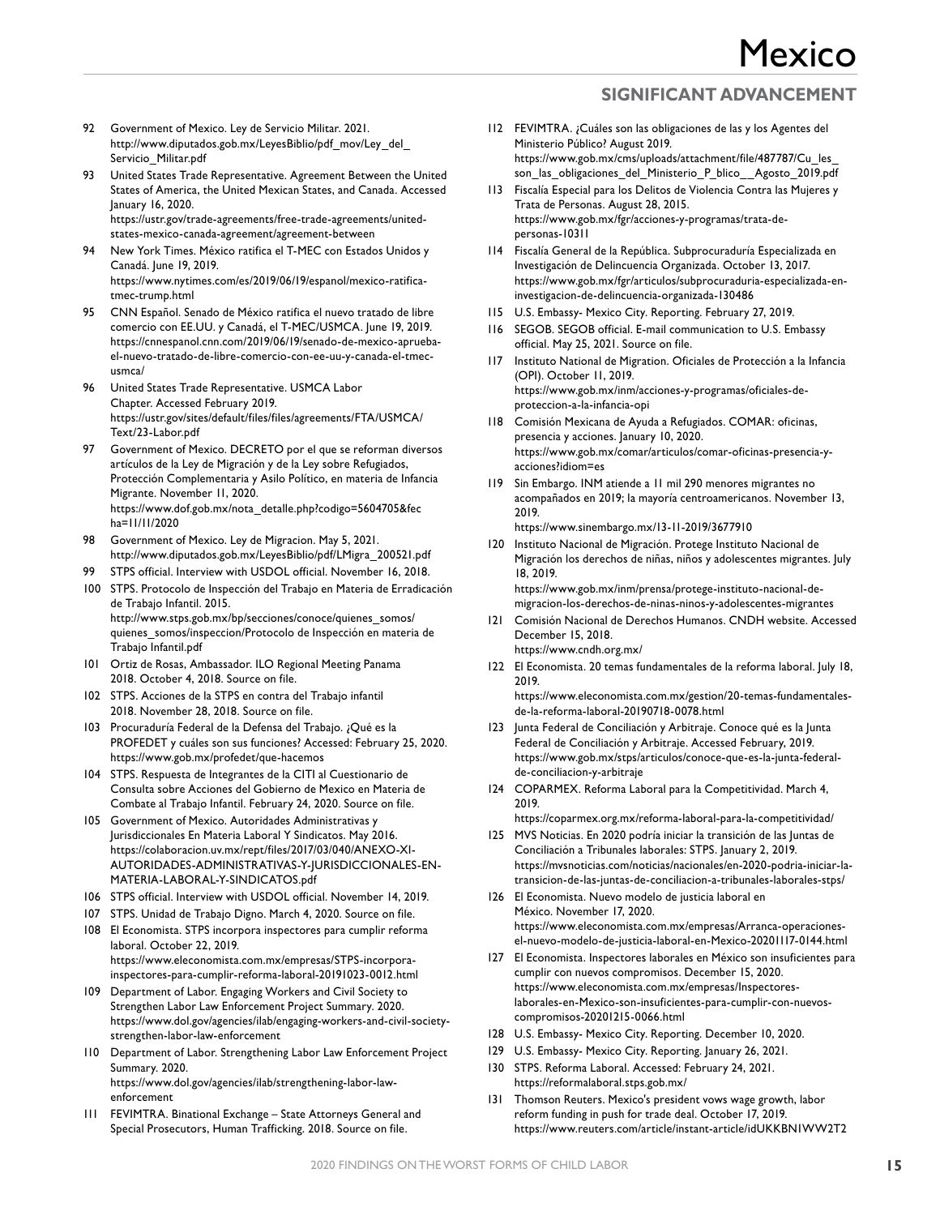92 Government of Mexico. Ley de Servicio Militar. 2021. http://www.diputados.gob.mx/LeyesBiblio/pdf_mov/Ley_del_Servicio_Militar.pdf

93 United States Trade Representative. Agreement Between the United States of America, the United Mexican States, and Canada. Accessed January 16, 2020. https://ustr.gov/trade-agreements/free-trade-agreements/united-states-mexico-canada-agreement/agreement-between

94 New York Times. México ratifica el T-MEC con Estados Unidos y Canadá. June 19, 2019. https://www.nytimes.com/es/2019/06/19/espanol/mexico-ratifica-tmec-trump.html

95 CNN Español. Senado de México ratifica el nuevo tratado de libre comercio con EE.UU. y Canadá, el T-MEC/USMCA. June 19, 2019. https://cnnespanol.cnn.com/2019/06/19/senado-de-mexico-aprueba-el-nuevo-tratado-de-libre-comercio-con-ee-uu-y-canada-el-tmec-usmca/

96 United States Trade Representative. USMCA Labor Chapter. Accessed February 2019. https://ustr.gov/sites/default/files/files/agreements/FTA/USMCA/Text/23-Labor.pdf

97 Government of Mexico. DECRETO por el que se reforman diversos artículos de la Ley de Migración y de la Ley sobre Refugiados, Protección Complementaria y Asilo Político, en materia de Infancia Migrante. November 11, 2020. https://www.dof.gob.mx/nota_detalle.php?codigo=5604705&fecha=11/11/2020

98 Government of Mexico. Ley de Migracion. May 5, 2021. http://www.diputados.gob.mx/LeyesBiblio/pdf/LMigra_200521.pdf

99 STPS official. Interview with USDOL official. November 16, 2018.

100 STPS. Protocolo de Inspección del Trabajo en Materia de Erradicación de Trabajo Infantil. 2015. http://www.stps.gob.mx/bp/secciones/conoce/quienes_somos/quienes_somos/inspeccion/Protocolo de Inspección en materia de Trabajo Infantil.pdf

101 Ortiz de Rosas, Ambassador. ILO Regional Meeting Panama 2018. October 4, 2018. Source on file.

102 STPS. Acciones de la STPS en contra del Trabajo infantil 2018. November 28, 2018. Source on file.

103 Procuraduría Federal de la Defensa del Trabajo. ¿Qué es la PROFEDET y cuáles son sus funciones? Accessed: February 25, 2020. https://www.gob.mx/profedet/que-hacemos

104 STPS. Respuesta de Integrantes de la CITI al Cuestionario de Consulta sobre Acciones del Gobierno de Mexico en Materia de Combate al Trabajo Infantil. February 24, 2020. Source on file.

105 Government of Mexico. Autoridades Administrativas y Jurisdiccionales En Materia Laboral Y Sindicatos. May 2016. https://colaboracion.uv.mx/rept/files/2017/03/040/ANEXO-XI-AUTORIDADES-ADMINISTRATIVAS-Y-JURISDICCIONALES-EN-MATERIA-LABORAL-Y-SINDICATOS.pdf

106 STPS official. Interview with USDOL official. November 14, 2019.

107 STPS. Unidad de Trabajo Digno. March 4, 2020. Source on file.

108 El Economista. STPS incorpora inspectores para cumplir reforma laboral. October 22, 2019. https://www.eleconomista.com.mx/empresas/STPS-incorpora-inspectores-para-cumplir-reforma-laboral-20191023-0012.html

109 Department of Labor. Engaging Workers and Civil Society to Strengthen Labor Law Enforcement Project Summary. 2020. https://www.dol.gov/agencies/ilab/engaging-workers-and-civil-society-strengthen-labor-law-enforcement

110 Department of Labor. Strengthening Labor Law Enforcement Project Summary. 2020. https://www.dol.gov/agencies/ilab/strengthening-labor-law-enforcement

111 FEVIMTRA. Binational Exchange – State Attorneys General and Special Prosecutors, Human Trafficking. 2018. Source on file.

112 FEVIMTRA. ¿Cuáles son las obligaciones de las y los Agentes del Ministerio Público? August 2019. https://www.gob.mx/cms/uploads/attachment/file/487787/Cu_les_son_las_obligaciones_del_Ministerio_P_blico__Agosto_2019.pdf

113 Fiscalía Especial para los Delitos de Violencia Contra las Mujeres y Trata de Personas. August 28, 2015. https://www.gob.mx/fgr/acciones-y-programas/trata-de-personas-10311

114 Fiscalía General de la República. Subprocuraduría Especializada en Investigación de Delincuencia Organizada. October 13, 2017. https://www.gob.mx/fgr/articulos/subprocuraduria-especializada-en-investigacion-de-delincuencia-organizada-130486

115 U.S. Embassy- Mexico City. Reporting. February 27, 2019.

116 SEGOB. SEGOB official. E-mail communication to U.S. Embassy official. May 25, 2021. Source on file.

117 Instituto National de Migration. Oficiales de Protección a la Infancia (OPI). October 11, 2019. https://www.gob.mx/inm/acciones-y-programas/oficiales-de-proteccion-a-la-infancia-opi

118 Comisión Mexicana de Ayuda a Refugiados. COMAR: oficinas, presencia y acciones. January 10, 2020. https://www.gob.mx/comar/articulos/comar-oficinas-presencia-y-acciones?idiom=es

119 Sin Embargo. INM atiende a 11 mil 290 menores migrantes no acompañados en 2019; la mayoría centroamericanos. November 13, 2019. https://www.sinembargo.mx/13-11-2019/3677910

120 Instituto Nacional de Migración. Protege Instituto Nacional de Migración los derechos de niñas, niños y adolescentes migrantes. July 18, 2019. https://www.gob.mx/inm/prensa/protege-instituto-nacional-de-migracion-los-derechos-de-ninas-ninos-y-adolescentes-migrantes

121 Comisión Nacional de Derechos Humanos. CNDH website. Accessed December 15, 2018. https://www.cndh.org.mx/

122 El Economista. 20 temas fundamentales de la reforma laboral. July 18, 2019. https://www.eleconomista.com.mx/gestion/20-temas-fundamentales-de-la-reforma-laboral-20190718-0078.html

123 Junta Federal de Conciliación y Arbitraje. Conoce qué es la Junta Federal de Conciliación y Arbitraje. Accessed February, 2019. https://www.gob.mx/stps/articulos/conoce-que-es-la-junta-federal-de-conciliacion-y-arbitraje

124 COPARMEX. Reforma Laboral para la Competitividad. March 4, 2019. https://coparmex.org.mx/reforma-laboral-para-la-competitividad/

125 MVS Noticias. En 2020 podría iniciar la transición de las Juntas de Conciliación a Tribunales laborales: STPS. January 2, 2019. https://mvsnoticias.com/noticias/nacionales/en-2020-podria-iniciar-la-transicion-de-las-juntas-de-conciliacion-a-tribunales-laborales-stps/

126 El Economista. Nuevo modelo de justicia laboral en México. November 17, 2020. https://www.eleconomista.com.mx/empresas/Arranca-operaciones-el-nuevo-modelo-de-justicia-laboral-en-Mexico-20201117-0144.html

127 El Economista. Inspectores laborales en México son insuficientes para cumplir con nuevos compromisos. December 15, 2020. https://www.eleconomista.com.mx/empresas/Inspectores-laborales-en-Mexico-son-insuficientes-para-cumplir-con-nuevos-compromisos-20201215-0066.html

128 U.S. Embassy- Mexico City. Reporting. December 10, 2020.

129 U.S. Embassy- Mexico City. Reporting. January 26, 2021.

130 STPS. Reforma Laboral. Accessed: February 24, 2021. https://reformalaboral.stps.gob.mx/

131 Thomson Reuters. Mexico's president vows wage growth, labor reform funding in push for trade deal. October 17, 2019. https://www.reuters.com/article/instant-article/idUKKBN1WW2T2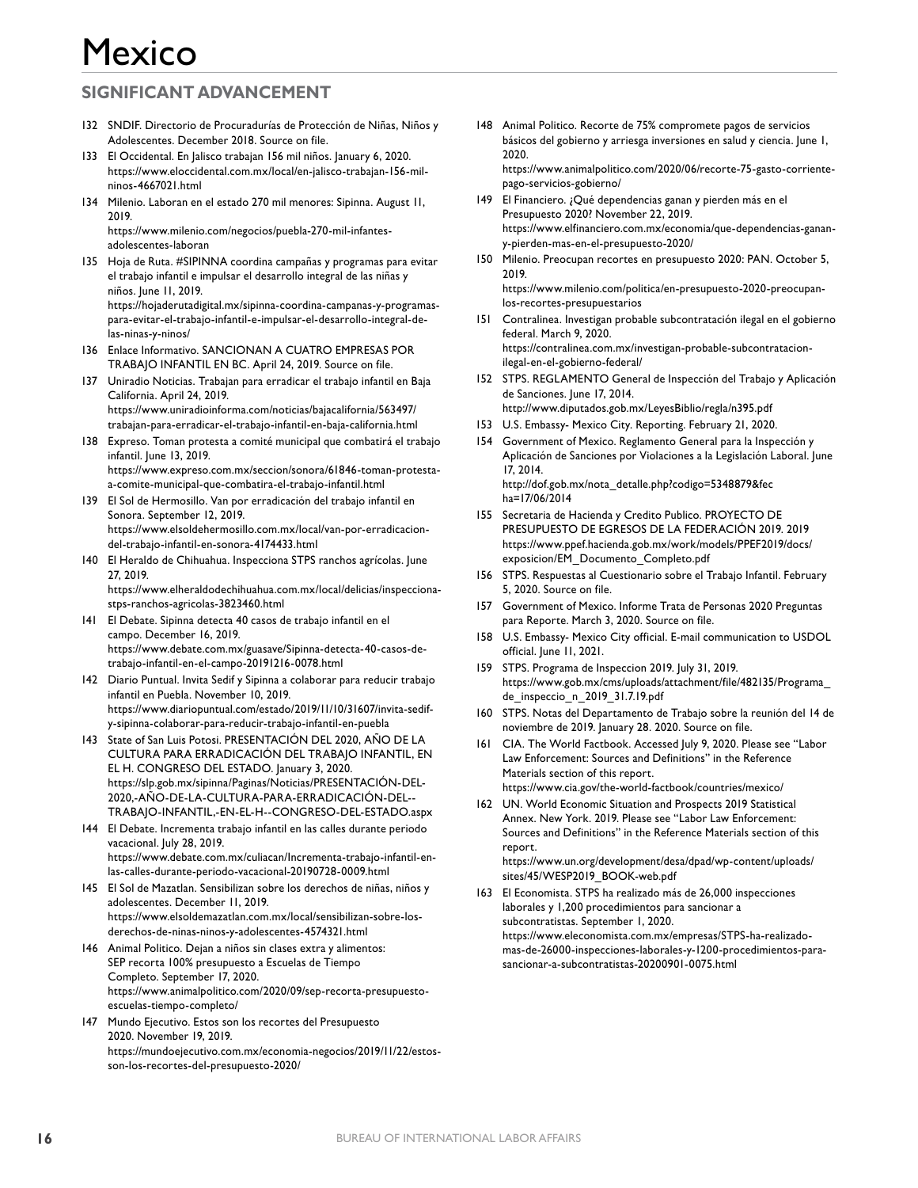# Mexico

## SIGNIFICANT ADVANCEMENT

132 SNDIF. Directorio de Procuradurías de Protección de Niñas, Niños y Adolescentes. December 2018. Source on file.

133 El Occidental. En Jalisco trabajan 156 mil niños. January 6, 2020. https://www.eloccidental.com.mx/local/en-jalisco-trabajan-156-mil-ninos-4667021.html

134 Milenio. Laboran en el estado 270 mil menores: Sipinna. August 11, 2019. https://www.milenio.com/negocios/puebla-270-mil-infantes-adolescentes-laboran

135 Hoja de Ruta. #SIPINNA coordina campañas y programas para evitar el trabajo infantil e impulsar el desarrollo integral de las niñas y niños. June 11, 2019. https://hojaderutadigital.mx/sipinna-coordina-campanas-y-programas-para-evitar-el-trabajo-infantil-e-impulsar-el-desarrollo-integral-de-las-ninas-y-ninos/

136 Enlace Informativo. SANCIONAN A CUATRO EMPRESAS POR TRABAJO INFANTIL EN BC. April 24, 2019. Source on file.

137 Uniradio Noticias. Trabajan para erradicar el trabajo infantil en Baja California. April 24, 2019. https://www.uniradioinforma.com/noticias/bajacalifornia/563497/trabajan-para-erradicar-el-trabajo-infantil-en-baja-california.html

138 Expreso. Toman protesta a comité municipal que combatirá el trabajo infantil. June 13, 2019. https://www.expreso.com.mx/seccion/sonora/61846-toman-protesta-a-comite-municipal-que-combatira-el-trabajo-infantil.html

139 El Sol de Hermosillo. Van por erradicación del trabajo infantil en Sonora. September 12, 2019. https://www.elsoldehermosillo.com.mx/local/van-por-erradicacion-del-trabajo-infantil-en-sonora-4174433.html

140 El Heraldo de Chihuahua. Inspecciona STPS ranchos agrícolas. June 27, 2019. https://www.elheraldodechihuahua.com.mx/local/delicias/inspecciona-stps-ranchos-agricolas-3823460.html

141 El Debate. Sipinna detecta 40 casos de trabajo infantil en el campo. December 16, 2019. https://www.debate.com.mx/guasave/Sipinna-detecta-40-casos-de-trabajo-infantil-en-el-campo-20191216-0078.html

142 Diario Puntual. Invita Sedif y Sipinna a colaborar para reducir trabajo infantil en Puebla. November 10, 2019. https://www.diariopuntual.com/estado/2019/11/10/31607/invita-sedif-y-sipinna-colaborar-para-reducir-trabajo-infantil-en-puebla

143 State of San Luis Potosi. PRESENTACIÓN DEL 2020, AÑO DE LA CULTURA PARA ERRADICACIÓN DEL TRABAJO INFANTIL, EN EL H. CONGRESO DEL ESTADO. January 3, 2020. https://slp.gob.mx/sipinna/Paginas/Noticias/PRESENTACIÓN-DEL-2020,-AÑO-DE-LA-CULTURA-PARA-ERRADICACIÓN-DEL--TRABAJO-INFANTIL,-EN-EL-H--CONGRESO-DEL-ESTADO.aspx

144 El Debate. Incrementa trabajo infantil en las calles durante periodo vacacional. July 28, 2019. https://www.debate.com.mx/culiacan/Incrementa-trabajo-infantil-en-las-calles-durante-periodo-vacacional-20190728-0009.html

145 El Sol de Mazatlan. Sensibilizan sobre los derechos de niñas, niños y adolescentes. December 11, 2019. https://www.elsoldemazatlan.com.mx/local/sensibilizan-sobre-los-derechos-de-ninas-ninos-y-adolescentes-4574321.html

146 Animal Politico. Dejan a niños sin clases extra y alimentos: SEP recorta 100% presupuesto a Escuelas de Tiempo Completo. September 17, 2020. https://www.animalpolitico.com/2020/09/sep-recorta-presupuesto-escuelas-tiempo-completo/

147 Mundo Ejecutivo. Estos son los recortes del Presupuesto 2020. November 19, 2019. https://mundoejecutivo.com.mx/economia-negocios/2019/11/22/estos-son-los-recortes-del-presupuesto-2020/

148 Animal Politico. Recorte de 75% compromete pagos de servicios básicos del gobierno y arriesga inversiones en salud y ciencia. June 1, 2020. https://www.animalpolitico.com/2020/06/recorte-75-gasto-corriente-pago-servicios-gobierno/

149 El Financiero. ¿Qué dependencias ganan y pierden más en el Presupuesto 2020? November 22, 2019. https://www.elfinanciero.com.mx/economia/que-dependencias-ganan-y-pierden-mas-en-el-presupuesto-2020/

150 Milenio. Preocupan recortes en presupuesto 2020: PAN. October 5, 2019. https://www.milenio.com/politica/en-presupuesto-2020-preocupan-los-recortes-presupuestarios

151 Contralinea. Investigan probable subcontratación ilegal en el gobierno federal. March 9, 2020. https://contralinea.com.mx/investigan-probable-subcontratacion-ilegal-en-el-gobierno-federal/

152 STPS. REGLAMENTO General de Inspección del Trabajo y Aplicación de Sanciones. June 17, 2014. http://www.diputados.gob.mx/LeyesBiblio/regla/n395.pdf

153 U.S. Embassy- Mexico City. Reporting. February 21, 2020.

154 Government of Mexico. Reglamento General para la Inspección y Aplicación de Sanciones por Violaciones a la Legislación Laboral. June 17, 2014. http://dof.gob.mx/nota_detalle.php?codigo=5348879&fecha=17/06/2014

155 Secretaria de Hacienda y Credito Publico. PROYECTO DE PRESUPUESTO DE EGRESOS DE LA FEDERACIÓN 2019. 2019 https://www.ppef.hacienda.gob.mx/work/models/PPEF2019/docs/exposicion/EM_Documento_Completo.pdf

156 STPS. Respuestas al Cuestionario sobre el Trabajo Infantil. February 5, 2020. Source on file.

157 Government of Mexico. Informe Trata de Personas 2020 Preguntas para Reporte. March 3, 2020. Source on file.

158 U.S. Embassy- Mexico City official. E-mail communication to USDOL official. June 11, 2021.

159 STPS. Programa de Inspeccion 2019. July 31, 2019. https://www.gob.mx/cms/uploads/attachment/file/482135/Programa_de_inspeccio_n_2019_31.7.19.pdf

160 STPS. Notas del Departamento de Trabajo sobre la reunión del 14 de noviembre de 2019. January 28. 2020. Source on file.

161 CIA. The World Factbook. Accessed July 9, 2020. Please see "Labor Law Enforcement: Sources and Definitions" in the Reference Materials section of this report. https://www.cia.gov/the-world-factbook/countries/mexico/

162 UN. World Economic Situation and Prospects 2019 Statistical Annex. New York. 2019. Please see "Labor Law Enforcement: Sources and Definitions" in the Reference Materials section of this report. https://www.un.org/development/desa/dpad/wp-content/uploads/sites/45/WESP2019_BOOK-web.pdf

163 El Economista. STPS ha realizado más de 26,000 inspecciones laborales y 1,200 procedimientos para sancionar a subcontratistas. September 1, 2020. https://www.eleconomista.com.mx/empresas/STPS-ha-realizado-mas-de-26000-inspecciones-laborales-y-1200-procedimientos-para-sancionar-a-subcontratistas-20200901-0075.html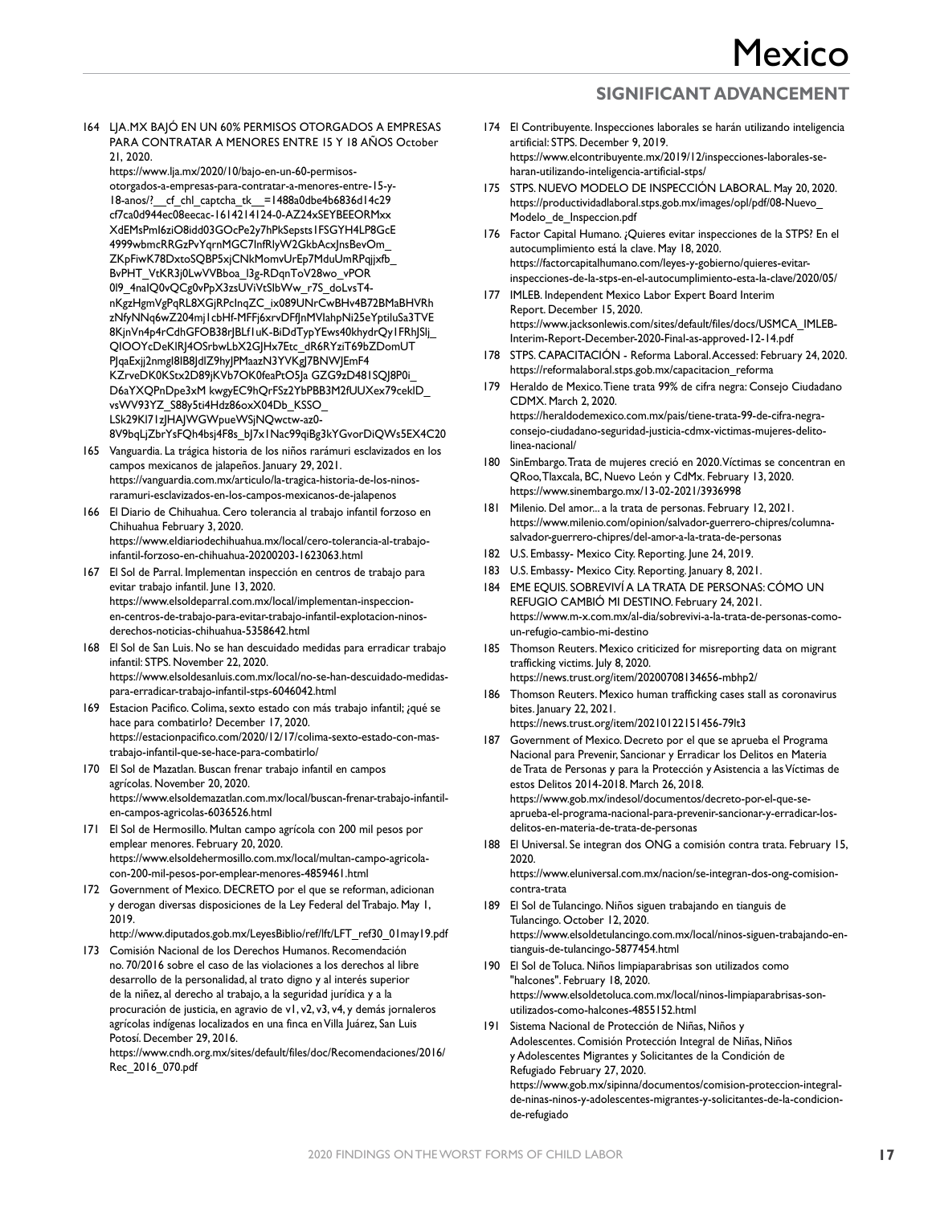164 LJA.MX BAJÓ EN UN 60% PERMISOS OTORGADOS A EMPRESAS PARA CONTRATAR A MENORES ENTRE 15 Y 18 AÑOS October 21, 2020. https://www.lja.mx/2020/10/bajo-en-un-60-permisos-otorgados-a-empresas-para-contratar-a-menores-entre-15-y-18-anos/?__cf_chl_captcha_tk__=1488a0dbe4b6836d14c29cf7ca0d944ec08eecac-1614214124-0-AZ24xSEYBEEORMxxXdEMsPml6ziO8idd03GOcPe2y7hPkSepsts1FSGYH4LP8GcE4999wbmcRRGzPvYqrnMGC7lnfRlyW2GkbAcxJnsBevOm_ZKpFiwK78DxtoSQBP5xjCNkMomvUrEp7MduUmRPqjjxfb_BvPHT_VtKR3j0LwVVBboa_l3g-RDqnToV28wo_vPOR0l9_4naIQ0vQCg0vPpX3zsUViVtSlbWw_r7S_doLvsT4-nKgzHgmVgPqRL8XGjRPclnqZC_ix089UNrCwBHv4B72BMaBHVRhzNfyNNq6wZ204mj1cbHf-MFFj6xrvDFfJnMVlahpNi25eYptiluSa3TVE8KjnVn4p4rCdhGFOB38rJBLf1uK-BiDdTypYEws40khydrQy1FRhJSlj_QIOOYcDeKlRJ4OSrbwLbX2GJHx7Etc_dR6RYziT69bZDomUTPJqaExjj2nmgl8lB8JdlZ9hyJPMaazN3YVKgJ7BNWJEmF4KZrveDK0KStx2D89jKVb7OK0feaPtO5Ja GZG9zD481SQJ8P0i_D6aYXQPnDpe3xM kwgyEC9hQrFSz2YbPBB3M2fUUXex79ceklD_vsWV93YZ_S88y5ti4Hdz86oxX04Db_KSSO_LSk29Kl71zJHAJWGWpueWSjNQwctw-az0-8V9bqLjZbrYsFQh4bsj4F8s_bJ7x1Nac99qiBg3kYGvorDiQWs5EX4C20

165 Vanguardia. La trágica historia de los niños rarámuri esclavizados en los campos mexicanos de jalapeños. January 29, 2021. https://vanguardia.com.mx/articulo/la-tragica-historia-de-los-ninos-raramuri-esclavizados-en-los-campos-mexicanos-de-jalapenos

166 El Diario de Chihuahua. Cero tolerancia al trabajo infantil forzoso en Chihuahua February 3, 2020. https://www.eldiariodechihuahua.mx/local/cero-tolerancia-al-trabajo-infantil-forzoso-en-chihuahua-20200203-1623063.html

167 El Sol de Parral. Implementan inspección en centros de trabajo para evitar trabajo infantil. June 13, 2020. https://www.elsoldeparral.com.mx/local/implementan-inspeccion-en-centros-de-trabajo-para-evitar-trabajo-infantil-explotacion-ninos-derechos-noticias-chihuahua-5358642.html

168 El Sol de San Luis. No se han descuidado medidas para erradicar trabajo infantil: STPS. November 22, 2020. https://www.elsoldesanluis.com.mx/local/no-se-han-descuidado-medidas-para-erradicar-trabajo-infantil-stps-6046042.html

169 Estacion Pacifico. Colima, sexto estado con más trabajo infantil; ¿qué se hace para combatirlo? December 17, 2020. https://estacionpacifico.com/2020/12/17/colima-sexto-estado-con-mas-trabajo-infantil-que-se-hace-para-combatirlo/

170 El Sol de Mazatlan. Buscan frenar trabajo infantil en campos agrícolas. November 20, 2020. https://www.elsoldemazatlan.com.mx/local/buscan-frenar-trabajo-infantil-en-campos-agricolas-6036526.html

171 El Sol de Hermosillo. Multan campo agrícola con 200 mil pesos por emplear menores. February 20, 2020. https://www.elsoldehermosillo.com.mx/local/multan-campo-agricola-con-200-mil-pesos-por-emplear-menores-4859461.html

172 Government of Mexico. DECRETO por el que se reforman, adicionan y derogan diversas disposiciones de la Ley Federal del Trabajo. May 1, 2019. http://www.diputados.gob.mx/LeyesBiblio/ref/lft/LFT_ref30_01may19.pdf

173 Comisión Nacional de los Derechos Humanos. Recomendación no. 70/2016 sobre el caso de las violaciones a los derechos al libre desarrollo de la personalidad, al trato digno y al interés superior de la niñez, al derecho al trabajo, a la seguridad jurídica y a la procuración de justicia, en agravio de v1, v2, v3, v4, y demás jornaleros agrícolas indígenas localizados en una finca en Villa Juárez, San Luis Potosí. December 29, 2016. https://www.cndh.org.mx/sites/default/files/doc/Recomendaciones/2016/Rec_2016_070.pdf

174 El Contribuyente. Inspecciones laborales se harán utilizando inteligencia artificial: STPS. December 9, 2019. https://www.elcontribuyente.mx/2019/12/inspecciones-laborales-se-haran-utilizando-inteligencia-artificial-stps/

175 STPS. NUEVO MODELO DE INSPECCIÓN LABORAL. May 20, 2020. https://productividadlaboral.stps.gob.mx/images/opl/pdf/08-Nuevo_Modelo_de_Inspeccion.pdf

176 Factor Capital Humano. ¿Quieres evitar inspecciones de la STPS? En el autocumplimiento está la clave. May 18, 2020. https://factorcapitalhumano.com/leyes-y-gobierno/quieres-evitar-inspecciones-de-la-stps-en-el-autocumplimiento-esta-la-clave/2020/05/

177 IMLEB. Independent Mexico Labor Expert Board Interim Report. December 15, 2020. https://www.jacksonlewis.com/sites/default/files/docs/USMCA_IMLEB-Interim-Report-December-2020-Final-as-approved-12-14.pdf

178 STPS. CAPACITACIÓN - Reforma Laboral. Accessed: February 24, 2020. https://reformalaboral.stps.gob.mx/capacitacion_reforma

179 Heraldo de Mexico. Tiene trata 99% de cifra negra: Consejo Ciudadano CDMX. March 2, 2020. https://heraldodemexico.com.mx/pais/tiene-trata-99-de-cifra-negra-consejo-ciudadano-seguridad-justicia-cdmx-victimas-mujeres-delito-linea-nacional/

180 SinEmbargo. Trata de mujeres creció en 2020. Víctimas se concentran en QRoo, Tlaxcala, BC, Nuevo León y CdMx. February 13, 2020. https://www.sinembargo.mx/13-02-2021/3936998

181 Milenio. Del amor... a la trata de personas. February 12, 2021. https://www.milenio.com/opinion/salvador-guerrero-chipres/columna-salvador-guerrero-chipres/del-amor-a-la-trata-de-personas

182 U.S. Embassy- Mexico City. Reporting. June 24, 2019.

183 U.S. Embassy- Mexico City. Reporting. January 8, 2021.

184 EME EQUIS. SOBREVIVÍ A LA TRATA DE PERSONAS: CÓMO UN REFUGIO CAMBIÓ MI DESTINO. February 24, 2021. https://www.m-x.com.mx/al-dia/sobrevivi-a-la-trata-de-personas-como-un-refugio-cambio-mi-destino

185 Thomson Reuters. Mexico criticized for misreporting data on migrant trafficking victims. July 8, 2020. https://news.trust.org/item/20200708134656-mbhp2/

186 Thomson Reuters. Mexico human trafficking cases stall as coronavirus bites. January 22, 2021. https://news.trust.org/item/20210122151456-79lt3

187 Government of Mexico. Decreto por el que se aprueba el Programa Nacional para Prevenir, Sancionar y Erradicar los Delitos en Materia de Trata de Personas y para la Protección y Asistencia a las Víctimas de estos Delitos 2014-2018. March 26, 2018. https://www.gob.mx/indesol/documentos/decreto-por-el-que-se-aprueba-el-programa-nacional-para-prevenir-sancionar-y-erradicar-los-delitos-en-materia-de-trata-de-personas

188 El Universal. Se integran dos ONG a comisión contra trata. February 15, 2020. https://www.eluniversal.com.mx/nacion/se-integran-dos-ong-comision-contra-trata

189 El Sol de Tulancingo. Niños siguen trabajando en tianguis de Tulancingo. October 12, 2020. https://www.elsoldetulancingo.com.mx/local/ninos-siguen-trabajando-en-tianguis-de-tulancingo-5877454.html

190 El Sol de Toluca. Niños limpiaparabrisas son utilizados como "halcones". February 18, 2020. https://www.elsoldetoluca.com.mx/local/ninos-limpiaparabrisas-son-utilizados-como-halcones-4855152.html

191 Sistema Nacional de Protección de Niñas, Niños y Adolescentes. Comisión Protección Integral de Niñas, Niños y Adolescentes Migrantes y Solicitantes de la Condición de Refugiado February 27, 2020. https://www.gob.mx/sipinna/documentos/comision-proteccion-integral-de-ninas-ninos-y-adolescentes-migrantes-y-solicitantes-de-la-condicion-de-refugiado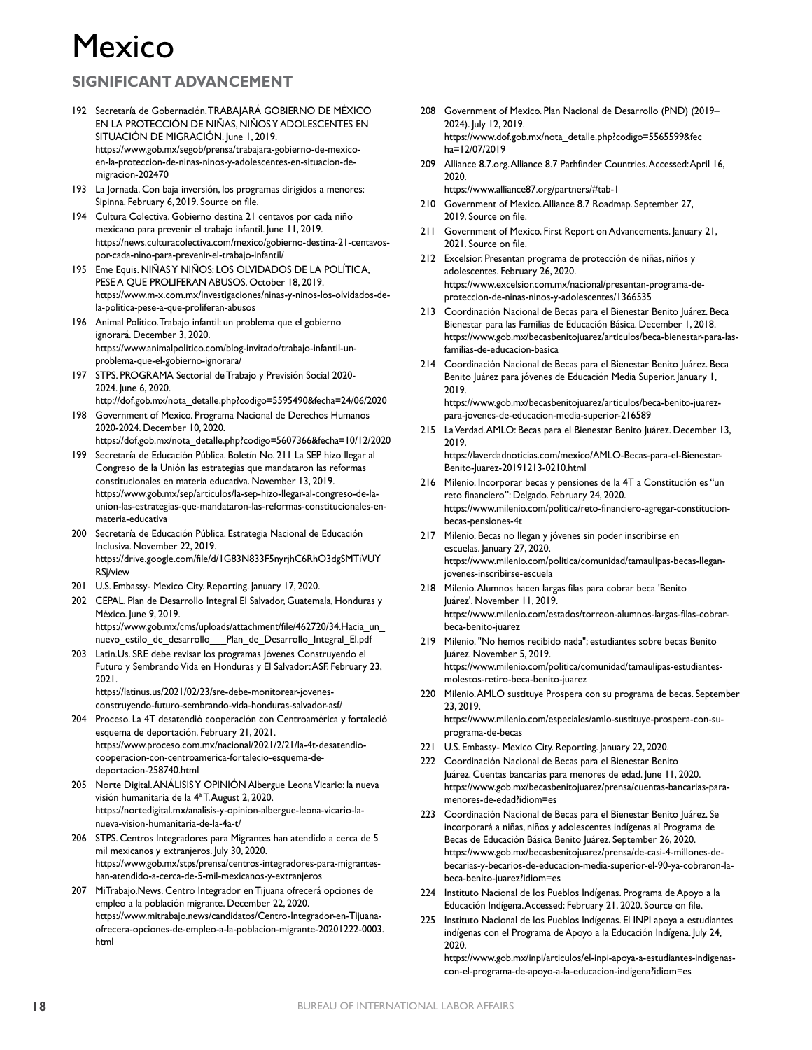# Mexico

## SIGNIFICANT ADVANCEMENT

192 Secretaría de Gobernación. TRABAJARÁ GOBIERNO DE MÉXICO EN LA PROTECCIÓN DE NIÑAS, NIÑOS Y ADOLESCENTES EN SITUACIÓN DE MIGRACIÓN. June 1, 2019. https://www.gob.mx/segob/prensa/trabajara-gobierno-de-mexico-en-la-proteccion-de-ninas-ninos-y-adolescentes-en-situacion-de-migracion-202470

193 La Jornada. Con baja inversión, los programas dirigidos a menores: Sipinna. February 6, 2019. Source on file.

194 Cultura Colectiva. Gobierno destina 21 centavos por cada niño mexicano para prevenir el trabajo infantil. June 11, 2019. https://news.culturacolectiva.com/mexico/gobierno-destina-21-centavos-por-cada-nino-para-prevenir-el-trabajo-infantil/

195 Eme Equis. NIÑAS Y NIÑOS: LOS OLVIDADOS DE LA POLÍTICA, PESE A QUE PROLIFERAN ABUSOS. October 18, 2019. https://www.m-x.com.mx/investigaciones/ninas-y-ninos-los-olvidados-de-la-politica-pese-a-que-proliferan-abusos

196 Animal Politico. Trabajo infantil: un problema que el gobierno ignorará. December 3, 2020. https://www.animalpolitico.com/blog-invitado/trabajo-infantil-un-problema-que-el-gobierno-ignorara/

197 STPS. PROGRAMA Sectorial de Trabajo y Previsión Social 2020-2024. June 6, 2020. http://dof.gob.mx/nota_detalle.php?codigo=5595490&fecha=24/06/2020

198 Government of Mexico. Programa Nacional de Derechos Humanos 2020-2024. December 10, 2020. https://dof.gob.mx/nota_detalle.php?codigo=5607366&fecha=10/12/2020

199 Secretaría de Educación Pública. Boletín No. 211 La SEP hizo llegar al Congreso de la Unión las estrategias que mandataron las reformas constitucionales en materia educativa. November 13, 2019. https://www.gob.mx/sep/articulos/la-sep-hizo-llegar-al-congreso-de-la-union-las-estrategias-que-mandataron-las-reformas-constitucionales-en-materia-educativa

200 Secretaría de Educación Pública. Estrategia Nacional de Educación Inclusiva. November 22, 2019. https://drive.google.com/file/d/1G83N833F5nyrjhC6RhO3dgSMTiVUYRSj/view

201 U.S. Embassy- Mexico City. Reporting. January 17, 2020.

202 CEPAL. Plan de Desarrollo Integral El Salvador, Guatemala, Honduras y México. June 9, 2019. https://www.gob.mx/cms/uploads/attachment/file/462720/34.Hacia_un_nuevo_estilo_de_desarrollo___Plan_de_Desarrollo_Integral_El.pdf

203 Latin.Us. SRE debe revisar los programas Jóvenes Construyendo el Futuro y Sembrando Vida en Honduras y El Salvador: ASF. February 23, 2021. https://latinus.us/2021/02/23/sre-debe-monitorear-jovenes-construyendo-futuro-sembrando-vida-honduras-salvador-asf/

204 Proceso. La 4T desatendió cooperación con Centroamérica y fortaleció esquema de deportación. February 21, 2021. https://www.proceso.com.mx/nacional/2021/2/21/la-4t-desatendio-cooperacion-con-centroamerica-fortalecio-esquema-de-deportacion-258740.html

205 Norte Digital. ANÁLISIS Y OPINIÓN Albergue Leona Vicario: la nueva visión humanitaria de la 4ª T. August 2, 2020. https://nortedigital.mx/analisis-y-opinion-albergue-leona-vicario-la-nueva-vision-humanitaria-de-la-4a-t/

206 STPS. Centros Integradores para Migrantes han atendido a cerca de 5 mil mexicanos y extranjeros. July 30, 2020. https://www.gob.mx/stps/prensa/centros-integradores-para-migrantes-han-atendido-a-cerca-de-5-mil-mexicanos-y-extranjeros

207 MiTrabajo.News. Centro Integrador en Tijuana ofrecerá opciones de empleo a la población migrante. December 22, 2020. https://www.mitrabajo.news/candidatos/Centro-Integrador-en-Tijuana-ofrecera-opciones-de-empleo-a-la-poblacion-migrante-20201222-0003.html

208 Government of Mexico. Plan Nacional de Desarrollo (PND) (2019–2024). July 12, 2019. https://www.dof.gob.mx/nota_detalle.php?codigo=5565599&fecha=12/07/2019

209 Alliance 8.7.org. Alliance 8.7 Pathfinder Countries. Accessed: April 16, 2020. https://www.alliance87.org/partners/#tab-1

210 Government of Mexico. Alliance 8.7 Roadmap. September 27, 2019. Source on file.

211 Government of Mexico. First Report on Advancements. January 21, 2021. Source on file.

212 Excelsior. Presentan programa de protección de niñas, niños y adolescentes. February 26, 2020. https://www.excelsior.com.mx/nacional/presentan-programa-de-proteccion-de-ninas-ninos-y-adolescentes/1366535

213 Coordinación Nacional de Becas para el Bienestar Benito Juárez. Beca Bienestar para las Familias de Educación Básica. December 1, 2018. https://www.gob.mx/becasbenitojuarez/articulos/beca-bienestar-para-las-familias-de-educacion-basica

214 Coordinación Nacional de Becas para el Bienestar Benito Juárez. Beca Benito Juárez para jóvenes de Educación Media Superior. January 1, 2019. https://www.gob.mx/becasbenitojuarez/articulos/beca-benito-juarez-para-jovenes-de-educacion-media-superior-216589

215 La Verdad. AMLO: Becas para el Bienestar Benito Juárez. December 13, 2019. https://laverdadnoticias.com/mexico/AMLO-Becas-para-el-Bienestar-Benito-Juarez-20191213-0210.html

216 Milenio. Incorporar becas y pensiones de la 4T a Constitución es "un reto financiero": Delgado. February 24, 2020. https://www.milenio.com/politica/reto-financiero-agregar-constitucion-becas-pensiones-4t

217 Milenio. Becas no llegan y jóvenes sin poder inscribirse en escuelas. January 27, 2020. https://www.milenio.com/politica/comunidad/tamaulipas-becas-llegan-jovenes-inscribirse-escuela

218 Milenio. Alumnos hacen largas filas para cobrar beca 'Benito Juárez'. November 11, 2019. https://www.milenio.com/estados/torreon-alumnos-largas-filas-cobrar-beca-benito-juarez

219 Milenio. "No hemos recibido nada"; estudiantes sobre becas Benito Juárez. November 5, 2019. https://www.milenio.com/politica/comunidad/tamaulipas-estudiantes-molestos-retiro-beca-benito-juarez

220 Milenio. AMLO sustituye Prospera con su programa de becas. September 23, 2019. https://www.milenio.com/especiales/amlo-sustituye-prospera-con-su-programa-de-becas

221 U.S. Embassy- Mexico City. Reporting. January 22, 2020.

222 Coordinación Nacional de Becas para el Bienestar Benito Juárez. Cuentas bancarias para menores de edad. June 11, 2020. https://www.gob.mx/becasbenitojuarez/prensa/cuentas-bancarias-para-menores-de-edad?idiom=es

223 Coordinación Nacional de Becas para el Bienestar Benito Juárez. Se incorporará a niñas, niños y adolescentes indígenas al Programa de Becas de Educación Básica Benito Juárez. September 26, 2020. https://www.gob.mx/becasbenitojuarez/prensa/de-casi-4-millones-de-becarias-y-becarios-de-educacion-media-superior-el-90-ya-cobraron-la-beca-benito-juarez?idiom=es

224 Instituto Nacional de los Pueblos Indígenas. Programa de Apoyo a la Educación Indígena. Accessed: February 21, 2020. Source on file.

225 Instituto Nacional de los Pueblos Indígenas. El INPI apoya a estudiantes indígenas con el Programa de Apoyo a la Educación Indígena. July 24, 2020. https://www.gob.mx/inpi/articulos/el-inpi-apoya-a-estudiantes-indigenas-con-el-programa-de-apoyo-a-la-educacion-indigena?idiom=es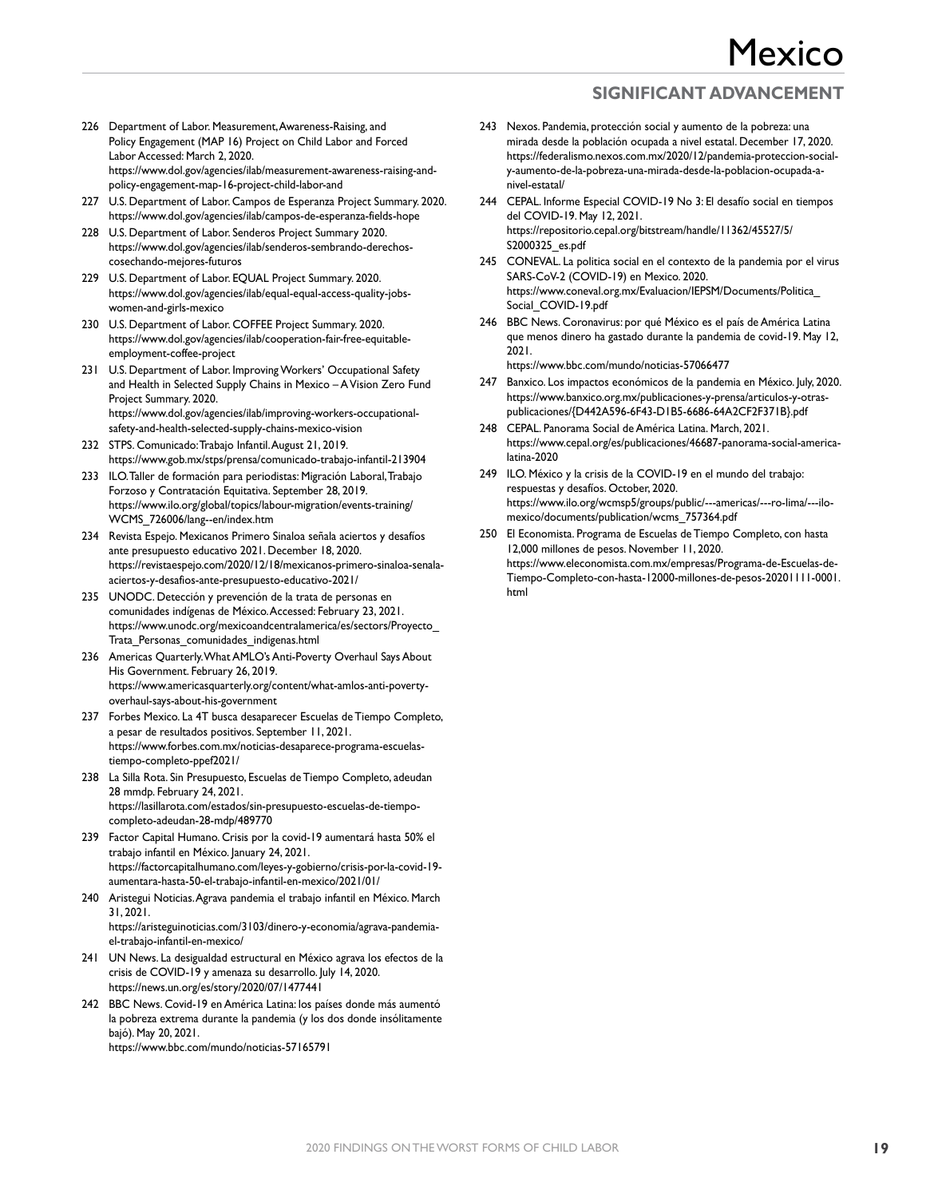226 Department of Labor. Measurement, Awareness-Raising, and Policy Engagement (MAP 16) Project on Child Labor and Forced Labor Accessed: March 2, 2020. https://www.dol.gov/agencies/ilab/measurement-awareness-raising-and-policy-engagement-map-16-project-child-labor-and

227 U.S. Department of Labor. Campos de Esperanza Project Summary. 2020. https://www.dol.gov/agencies/ilab/campos-de-esperanza-fields-hope

228 U.S. Department of Labor. Senderos Project Summary 2020. https://www.dol.gov/agencies/ilab/senderos-sembrando-derechos-cosechando-mejores-futuros

229 U.S. Department of Labor. EQUAL Project Summary. 2020. https://www.dol.gov/agencies/ilab/equal-equal-access-quality-jobs-women-and-girls-mexico

230 U.S. Department of Labor. COFFEE Project Summary. 2020. https://www.dol.gov/agencies/ilab/cooperation-fair-free-equitable-employment-coffee-project

231 U.S. Department of Labor. Improving Workers' Occupational Safety and Health in Selected Supply Chains in Mexico – A Vision Zero Fund Project Summary. 2020. https://www.dol.gov/agencies/ilab/improving-workers-occupational-safety-and-health-selected-supply-chains-mexico-vision

232 STPS. Comunicado: Trabajo Infantil. August 21, 2019. https://www.gob.mx/stps/prensa/comunicado-trabajo-infantil-213904

233 ILO. Taller de formación para periodistas: Migración Laboral, Trabajo Forzoso y Contratación Equitativa. September 28, 2019. https://www.ilo.org/global/topics/labour-migration/events-training/WCMS_726006/lang--en/index.htm

234 Revista Espejo. Mexicanos Primero Sinaloa señala aciertos y desafíos ante presupuesto educativo 2021. December 18, 2020. https://revistaespejo.com/2020/12/18/mexicanos-primero-sinaloa-senala-aciertos-y-desafios-ante-presupuesto-educativo-2021/

235 UNODC. Detección y prevención de la trata de personas en comunidades indígenas de México. Accessed: February 23, 2021. https://www.unodc.org/mexicoandcentralamerica/es/sectors/Proyecto_Trata_Personas_comunidades_indigenas.html

236 Americas Quarterly. What AMLO's Anti-Poverty Overhaul Says About His Government. February 26, 2019. https://www.americasquarterly.org/content/what-amlos-anti-poverty-overhaul-says-about-his-government

237 Forbes Mexico. La 4T busca desaparecer Escuelas de Tiempo Completo, a pesar de resultados positivos. September 11, 2021. https://www.forbes.com.mx/noticias-desaparece-programa-escuelas-tiempo-completo-ppef2021/

238 La Silla Rota. Sin Presupuesto, Escuelas de Tiempo Completo, adeudan 28 mmdp. February 24, 2021. https://lasillarota.com/estados/sin-presupuesto-escuelas-de-tiempo-completo-adeudan-28-mdp/489770

239 Factor Capital Humano. Crisis por la covid-19 aumentará hasta 50% el trabajo infantil en México. January 24, 2021. https://factorcapitalhumano.com/leyes-y-gobierno/crisis-por-la-covid-19-aumentara-hasta-50-el-trabajo-infantil-en-mexico/2021/01/

240 Aristegui Noticias. Agrava pandemia el trabajo infantil en México. March 31, 2021. https://aristeguinoticias.com/3103/dinero-y-economia/agrava-pandemia-el-trabajo-infantil-en-mexico/

241 UN News. La desigualdad estructural en México agrava los efectos de la crisis de COVID-19 y amenaza su desarrollo. July 14, 2020. https://news.un.org/es/story/2020/07/1477441

242 BBC News. Covid-19 en América Latina: los países donde más aumentó la pobreza extrema durante la pandemia (y los dos donde insólitamente bajó). May 20, 2021. https://www.bbc.com/mundo/noticias-57165791

243 Nexos. Pandemia, protección social y aumento de la pobreza: una mirada desde la población ocupada a nivel estatal. December 17, 2020. https://federalismo.nexos.com.mx/2020/12/pandemia-proteccion-social-y-aumento-de-la-pobreza-una-mirada-desde-la-poblacion-ocupada-a-nivel-estatal/

244 CEPAL. Informe Especial COVID-19 No 3: El desafío social en tiempos del COVID-19. May 12, 2021. https://repositorio.cepal.org/bitstream/handle/11362/45527/5/S2000325_es.pdf

245 CONEVAL. La politica social en el contexto de la pandemia por el virus SARS-CoV-2 (COVID-19) en Mexico. 2020. https://www.coneval.org.mx/Evaluacion/IEPSM/Documents/Politica_Social_COVID-19.pdf

246 BBC News. Coronavirus: por qué México es el país de América Latina que menos dinero ha gastado durante la pandemia de covid-19. May 12, 2021. https://www.bbc.com/mundo/noticias-57066477

247 Banxico. Los impactos económicos de la pandemia en México. July, 2020. https://www.banxico.org.mx/publicaciones-y-prensa/articulos-y-otras-publicaciones/{D442A596-6F43-D1B5-6686-64A2CF2F371B}.pdf

248 CEPAL. Panorama Social de América Latina. March, 2021. https://www.cepal.org/es/publicaciones/46687-panorama-social-america-latina-2020

249 ILO. México y la crisis de la COVID-19 en el mundo del trabajo: respuestas y desafíos. October, 2020. https://www.ilo.org/wcmsp5/groups/public/---americas/---ro-lima/---ilo-mexico/documents/publication/wcms_757364.pdf

250 El Economista. Programa de Escuelas de Tiempo Completo, con hasta 12,000 millones de pesos. November 11, 2020. https://www.eleconomista.com.mx/empresas/Programa-de-Escuelas-de-Tiempo-Completo-con-hasta-12000-millones-de-pesos-20201111-0001.html